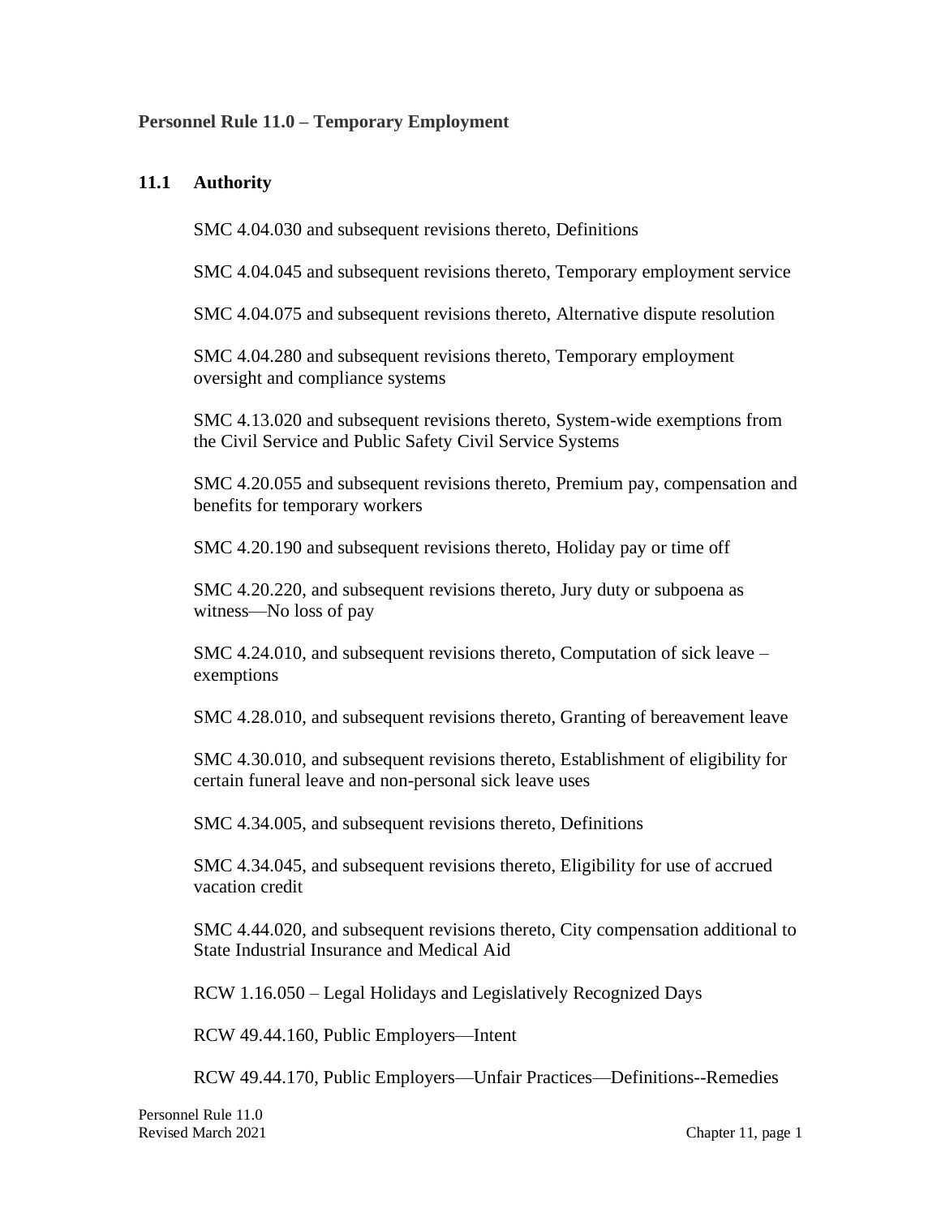**Personnel Rule 11.0 – Temporary Employment**

## 11.1 Authority

SMC 4.04.030 and subsequent revisions thereto, Definitions

SMC 4.04.045 and subsequent revisions thereto, Temporary employment service

SMC 4.04.075 and subsequent revisions thereto, Alternative dispute resolution

SMC 4.04.280 and subsequent revisions thereto, Temporary employment oversight and compliance systems

SMC 4.13.020 and subsequent revisions thereto, System-wide exemptions from the Civil Service and Public Safety Civil Service Systems

SMC 4.20.055 and subsequent revisions thereto, Premium pay, compensation and benefits for temporary workers

SMC 4.20.190 and subsequent revisions thereto, Holiday pay or time off

SMC 4.20.220, and subsequent revisions thereto, Jury duty or subpoena as witness—No loss of pay

SMC 4.24.010, and subsequent revisions thereto, Computation of sick leave – exemptions

SMC 4.28.010, and subsequent revisions thereto, Granting of bereavement leave

SMC 4.30.010, and subsequent revisions thereto, Establishment of eligibility for certain funeral leave and non-personal sick leave uses

SMC 4.34.005, and subsequent revisions thereto, Definitions

SMC 4.34.045, and subsequent revisions thereto, Eligibility for use of accrued vacation credit

SMC 4.44.020, and subsequent revisions thereto, City compensation additional to State Industrial Insurance and Medical Aid

RCW 1.16.050 – Legal Holidays and Legislatively Recognized Days

RCW 49.44.160, Public Employers—Intent

RCW 49.44.170, Public Employers—Unfair Practices—Definitions--Remedies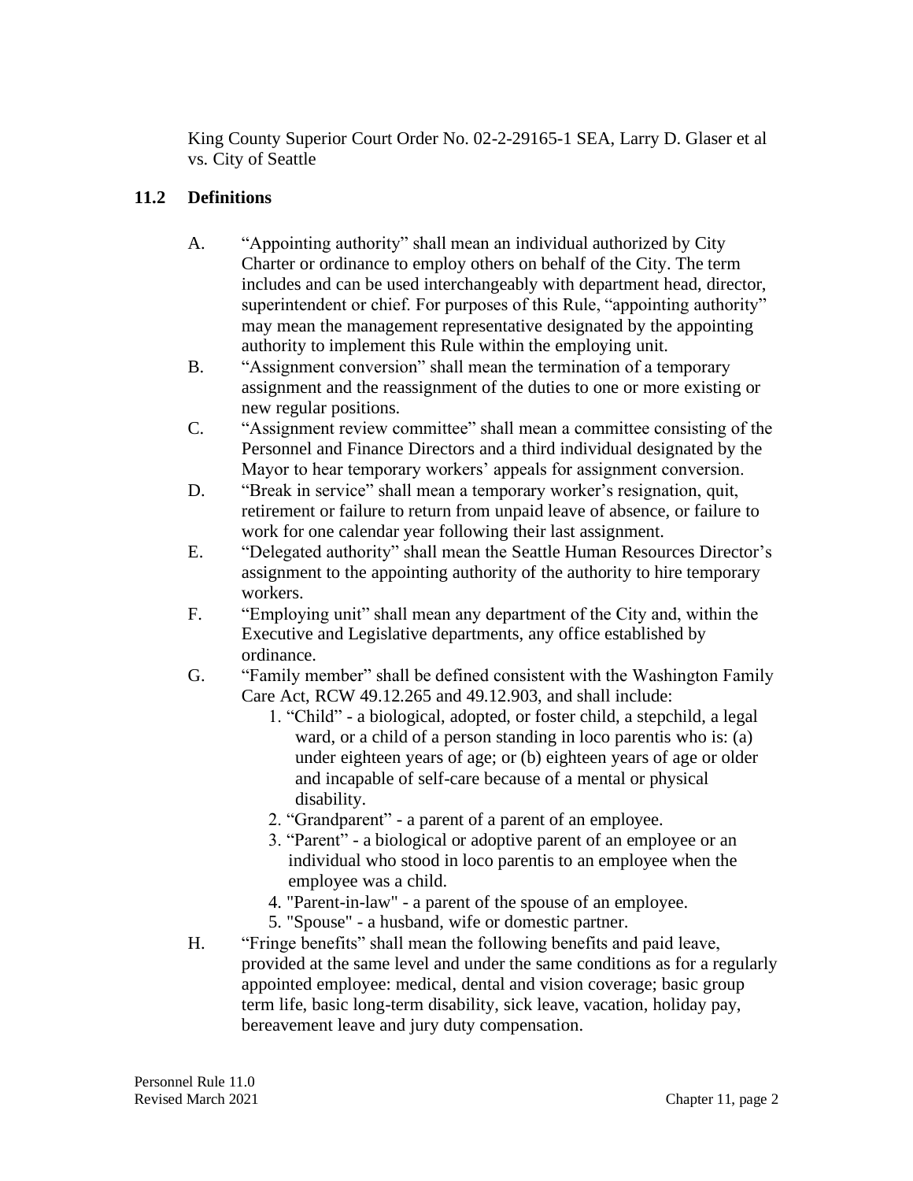King County Superior Court Order No. 02-2-29165-1 SEA, Larry D. Glaser et al vs. City of Seattle

## 11.2 Definitions

A. "Appointing authority" shall mean an individual authorized by City Charter or ordinance to employ others on behalf of the City. The term includes and can be used interchangeably with department head, director, superintendent or chief. For purposes of this Rule, "appointing authority" may mean the management representative designated by the appointing authority to implement this Rule within the employing unit.

B. "Assignment conversion" shall mean the termination of a temporary assignment and the reassignment of the duties to one or more existing or new regular positions.

C. "Assignment review committee" shall mean a committee consisting of the Personnel and Finance Directors and a third individual designated by the Mayor to hear temporary workers' appeals for assignment conversion.

D. "Break in service" shall mean a temporary worker's resignation, quit, retirement or failure to return from unpaid leave of absence, or failure to work for one calendar year following their last assignment.

E. "Delegated authority" shall mean the Seattle Human Resources Director's assignment to the appointing authority of the authority to hire temporary workers.

F. "Employing unit" shall mean any department of the City and, within the Executive and Legislative departments, any office established by ordinance.

G. "Family member" shall be defined consistent with the Washington Family Care Act, RCW 49.12.265 and 49.12.903, and shall include:

1. "Child" - a biological, adopted, or foster child, a stepchild, a legal ward, or a child of a person standing in loco parentis who is: (a) under eighteen years of age; or (b) eighteen years of age or older and incapable of self-care because of a mental or physical disability.
2. "Grandparent" - a parent of a parent of an employee.
3. "Parent" - a biological or adoptive parent of an employee or an individual who stood in loco parentis to an employee when the employee was a child.
4. "Parent-in-law" - a parent of the spouse of an employee.
5. "Spouse" - a husband, wife or domestic partner.

H. "Fringe benefits" shall mean the following benefits and paid leave, provided at the same level and under the same conditions as for a regularly appointed employee: medical, dental and vision coverage; basic group term life, basic long-term disability, sick leave, vacation, holiday pay, bereavement leave and jury duty compensation.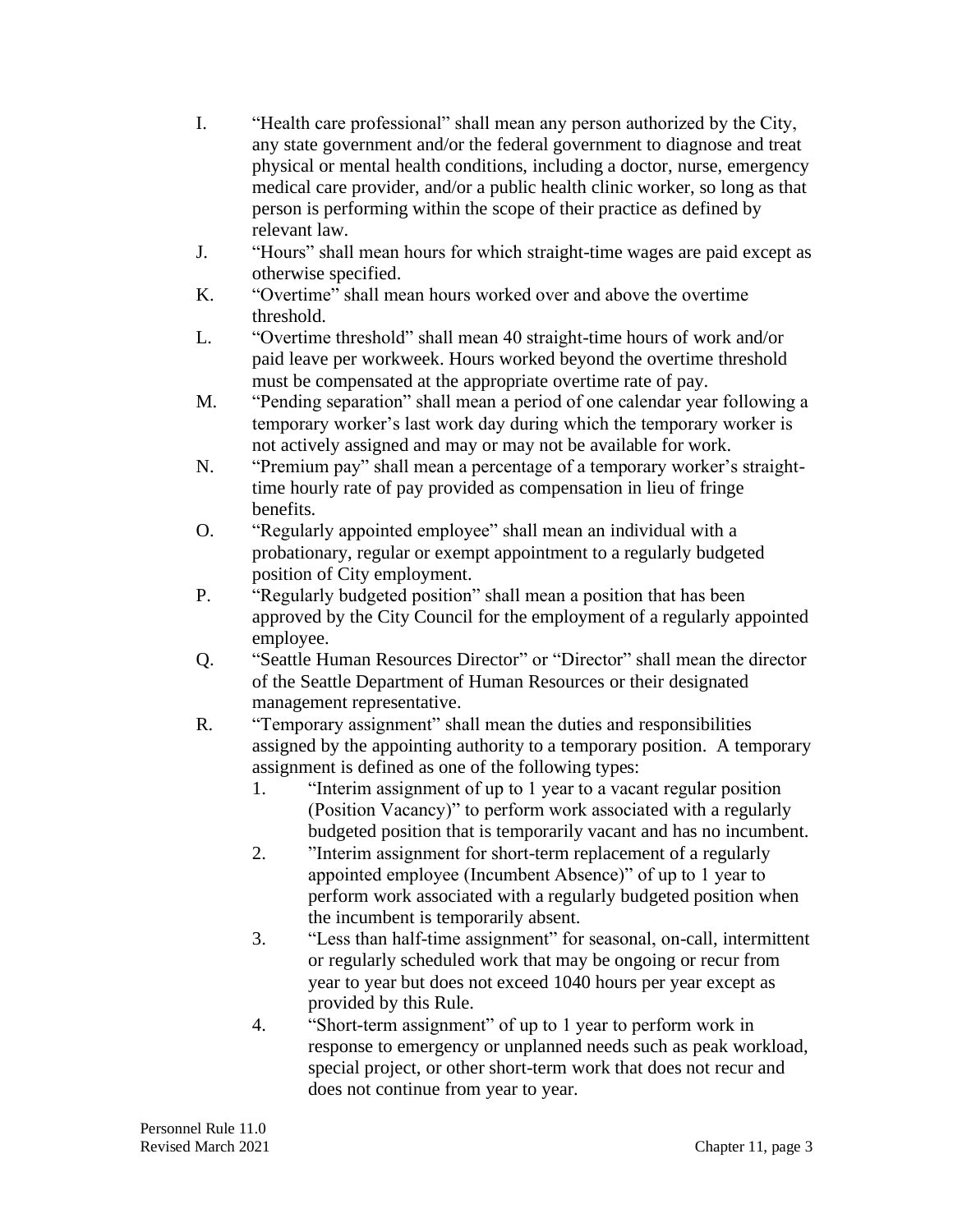I. "Health care professional" shall mean any person authorized by the City, any state government and/or the federal government to diagnose and treat physical or mental health conditions, including a doctor, nurse, emergency medical care provider, and/or a public health clinic worker, so long as that person is performing within the scope of their practice as defined by relevant law.

J. "Hours" shall mean hours for which straight-time wages are paid except as otherwise specified.

K. "Overtime" shall mean hours worked over and above the overtime threshold.

L. "Overtime threshold" shall mean 40 straight-time hours of work and/or paid leave per workweek. Hours worked beyond the overtime threshold must be compensated at the appropriate overtime rate of pay.

M. "Pending separation" shall mean a period of one calendar year following a temporary worker's last work day during which the temporary worker is not actively assigned and may or may not be available for work.

N. "Premium pay" shall mean a percentage of a temporary worker's straight-time hourly rate of pay provided as compensation in lieu of fringe benefits.

O. "Regularly appointed employee" shall mean an individual with a probationary, regular or exempt appointment to a regularly budgeted position of City employment.

P. "Regularly budgeted position" shall mean a position that has been approved by the City Council for the employment of a regularly appointed employee.

Q. "Seattle Human Resources Director" or "Director" shall mean the director of the Seattle Department of Human Resources or their designated management representative.

R. "Temporary assignment" shall mean the duties and responsibilities assigned by the appointing authority to a temporary position. A temporary assignment is defined as one of the following types:

   1. "Interim assignment of up to 1 year to a vacant regular position (Position Vacancy)" to perform work associated with a regularly budgeted position that is temporarily vacant and has no incumbent.
   2. "Interim assignment for short-term replacement of a regularly appointed employee (Incumbent Absence)" of up to 1 year to perform work associated with a regularly budgeted position when the incumbent is temporarily absent.
   3. "Less than half-time assignment" for seasonal, on-call, intermittent or regularly scheduled work that may be ongoing or recur from year to year but does not exceed 1040 hours per year except as provided by this Rule.
   4. "Short-term assignment" of up to 1 year to perform work in response to emergency or unplanned needs such as peak workload, special project, or other short-term work that does not recur and does not continue from year to year.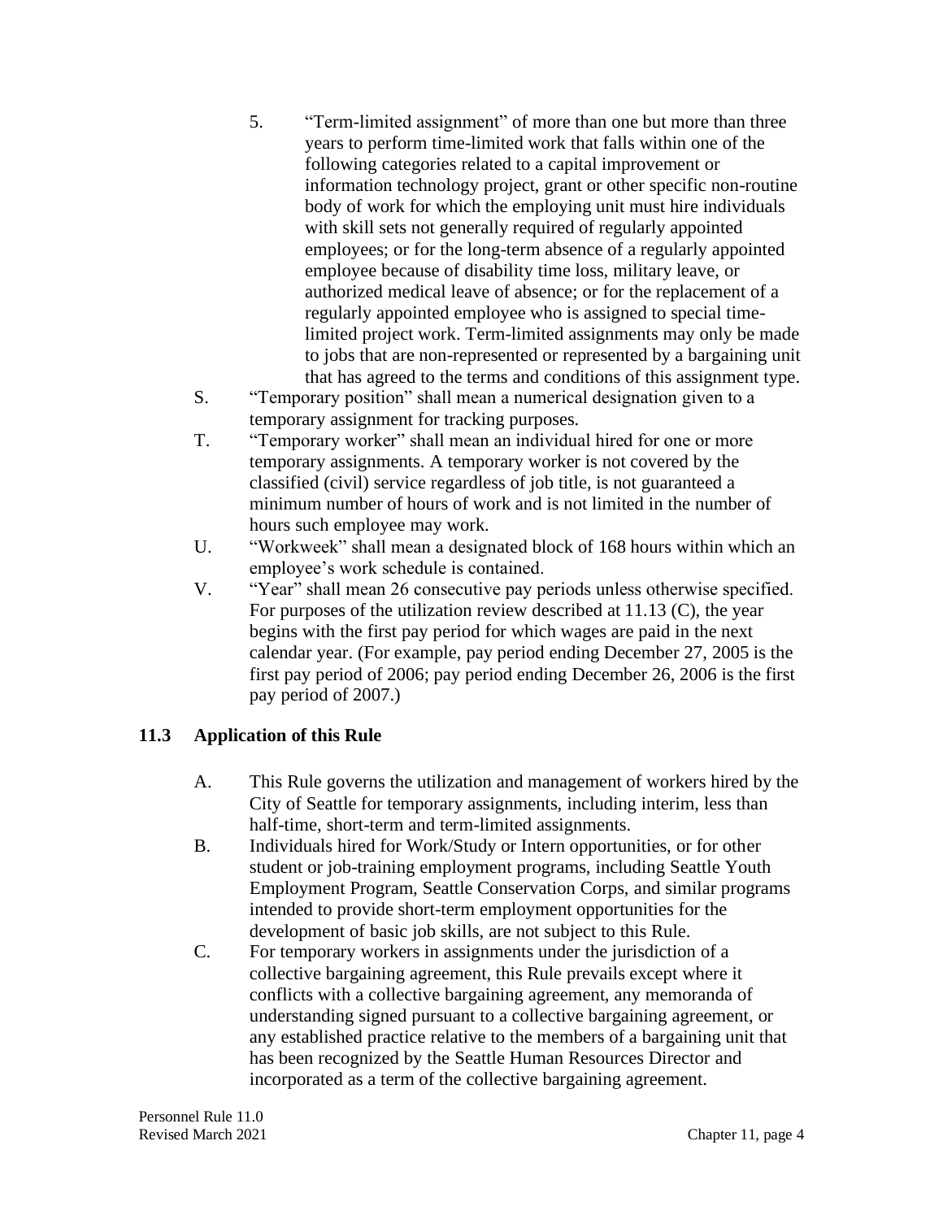5. "Term-limited assignment" of more than one but more than three years to perform time-limited work that falls within one of the following categories related to a capital improvement or information technology project, grant or other specific non-routine body of work for which the employing unit must hire individuals with skill sets not generally required of regularly appointed employees; or for the long-term absence of a regularly appointed employee because of disability time loss, military leave, or authorized medical leave of absence; or for the replacement of a regularly appointed employee who is assigned to special time-limited project work. Term-limited assignments may only be made to jobs that are non-represented or represented by a bargaining unit that has agreed to the terms and conditions of this assignment type.

S. "Temporary position" shall mean a numerical designation given to a temporary assignment for tracking purposes.

T. "Temporary worker" shall mean an individual hired for one or more temporary assignments. A temporary worker is not covered by the classified (civil) service regardless of job title, is not guaranteed a minimum number of hours of work and is not limited in the number of hours such employee may work.

U. "Workweek" shall mean a designated block of 168 hours within which an employee's work schedule is contained.

V. "Year" shall mean 26 consecutive pay periods unless otherwise specified. For purposes of the utilization review described at 11.13 (C), the year begins with the first pay period for which wages are paid in the next calendar year. (For example, pay period ending December 27, 2005 is the first pay period of 2006; pay period ending December 26, 2006 is the first pay period of 2007.)

## 11.3 Application of this Rule

A. This Rule governs the utilization and management of workers hired by the City of Seattle for temporary assignments, including interim, less than half-time, short-term and term-limited assignments.

B. Individuals hired for Work/Study or Intern opportunities, or for other student or job-training employment programs, including Seattle Youth Employment Program, Seattle Conservation Corps, and similar programs intended to provide short-term employment opportunities for the development of basic job skills, are not subject to this Rule.

C. For temporary workers in assignments under the jurisdiction of a collective bargaining agreement, this Rule prevails except where it conflicts with a collective bargaining agreement, any memoranda of understanding signed pursuant to a collective bargaining agreement, or any established practice relative to the members of a bargaining unit that has been recognized by the Seattle Human Resources Director and incorporated as a term of the collective bargaining agreement.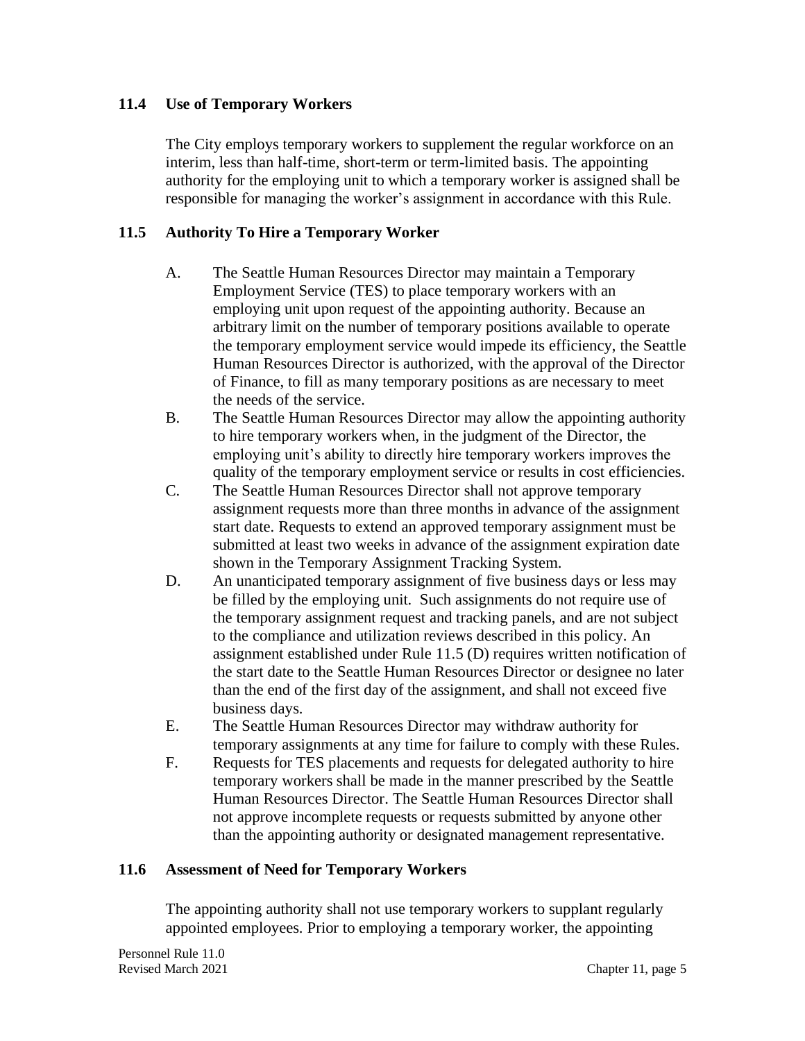### 11.4 Use of Temporary Workers

The City employs temporary workers to supplement the regular workforce on an interim, less than half-time, short-term or term-limited basis. The appointing authority for the employing unit to which a temporary worker is assigned shall be responsible for managing the worker's assignment in accordance with this Rule.

### 11.5 Authority To Hire a Temporary Worker

A. The Seattle Human Resources Director may maintain a Temporary Employment Service (TES) to place temporary workers with an employing unit upon request of the appointing authority. Because an arbitrary limit on the number of temporary positions available to operate the temporary employment service would impede its efficiency, the Seattle Human Resources Director is authorized, with the approval of the Director of Finance, to fill as many temporary positions as are necessary to meet the needs of the service.

B. The Seattle Human Resources Director may allow the appointing authority to hire temporary workers when, in the judgment of the Director, the employing unit's ability to directly hire temporary workers improves the quality of the temporary employment service or results in cost efficiencies.

C. The Seattle Human Resources Director shall not approve temporary assignment requests more than three months in advance of the assignment start date. Requests to extend an approved temporary assignment must be submitted at least two weeks in advance of the assignment expiration date shown in the Temporary Assignment Tracking System.

D. An unanticipated temporary assignment of five business days or less may be filled by the employing unit. Such assignments do not require use of the temporary assignment request and tracking panels, and are not subject to the compliance and utilization reviews described in this policy. An assignment established under Rule 11.5 (D) requires written notification of the start date to the Seattle Human Resources Director or designee no later than the end of the first day of the assignment, and shall not exceed five business days.

E. The Seattle Human Resources Director may withdraw authority for temporary assignments at any time for failure to comply with these Rules.

F. Requests for TES placements and requests for delegated authority to hire temporary workers shall be made in the manner prescribed by the Seattle Human Resources Director. The Seattle Human Resources Director shall not approve incomplete requests or requests submitted by anyone other than the appointing authority or designated management representative.

### 11.6 Assessment of Need for Temporary Workers

The appointing authority shall not use temporary workers to supplant regularly appointed employees. Prior to employing a temporary worker, the appointing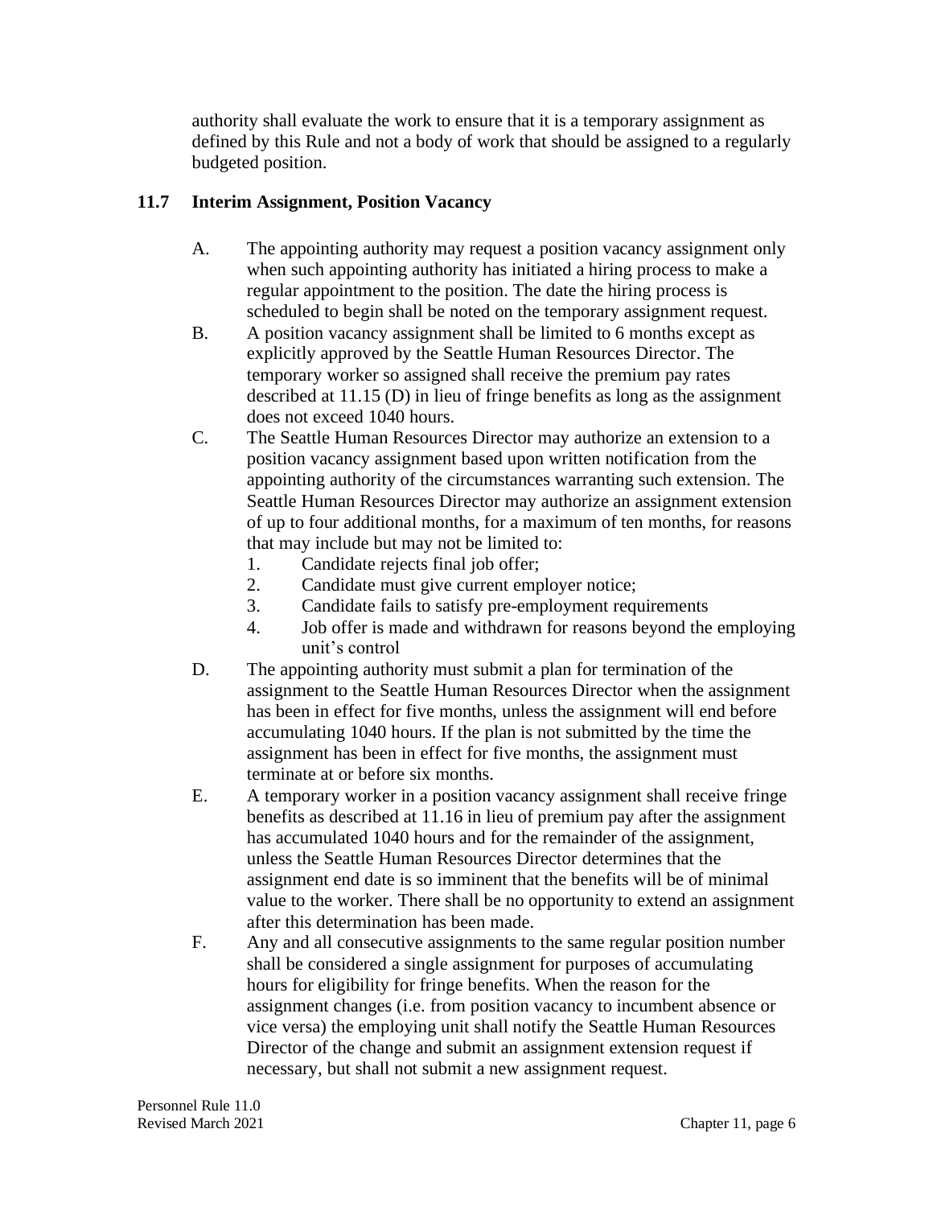authority shall evaluate the work to ensure that it is a temporary assignment as defined by this Rule and not a body of work that should be assigned to a regularly budgeted position.

### 11.7 Interim Assignment, Position Vacancy

A. The appointing authority may request a position vacancy assignment only when such appointing authority has initiated a hiring process to make a regular appointment to the position. The date the hiring process is scheduled to begin shall be noted on the temporary assignment request.

B. A position vacancy assignment shall be limited to 6 months except as explicitly approved by the Seattle Human Resources Director. The temporary worker so assigned shall receive the premium pay rates described at 11.15 (D) in lieu of fringe benefits as long as the assignment does not exceed 1040 hours.

C. The Seattle Human Resources Director may authorize an extension to a position vacancy assignment based upon written notification from the appointing authority of the circumstances warranting such extension. The Seattle Human Resources Director may authorize an assignment extension of up to four additional months, for a maximum of ten months, for reasons that may include but may not be limited to:
   1. Candidate rejects final job offer;
   2. Candidate must give current employer notice;
   3. Candidate fails to satisfy pre-employment requirements
   4. Job offer is made and withdrawn for reasons beyond the employing unit's control

D. The appointing authority must submit a plan for termination of the assignment to the Seattle Human Resources Director when the assignment has been in effect for five months, unless the assignment will end before accumulating 1040 hours. If the plan is not submitted by the time the assignment has been in effect for five months, the assignment must terminate at or before six months.

E. A temporary worker in a position vacancy assignment shall receive fringe benefits as described at 11.16 in lieu of premium pay after the assignment has accumulated 1040 hours and for the remainder of the assignment, unless the Seattle Human Resources Director determines that the assignment end date is so imminent that the benefits will be of minimal value to the worker. There shall be no opportunity to extend an assignment after this determination has been made.

F. Any and all consecutive assignments to the same regular position number shall be considered a single assignment for purposes of accumulating hours for eligibility for fringe benefits. When the reason for the assignment changes (i.e. from position vacancy to incumbent absence or vice versa) the employing unit shall notify the Seattle Human Resources Director of the change and submit an assignment extension request if necessary, but shall not submit a new assignment request.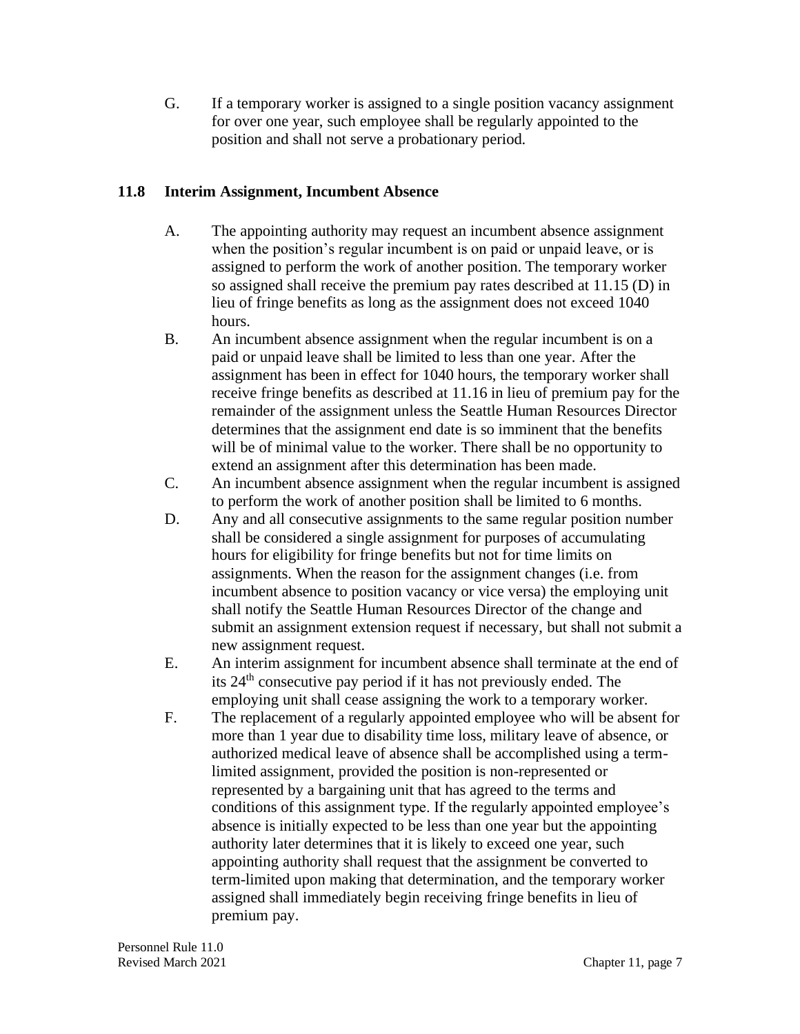G. If a temporary worker is assigned to a single position vacancy assignment for over one year, such employee shall be regularly appointed to the position and shall not serve a probationary period.

### 11.8 Interim Assignment, Incumbent Absence

A. The appointing authority may request an incumbent absence assignment when the position's regular incumbent is on paid or unpaid leave, or is assigned to perform the work of another position. The temporary worker so assigned shall receive the premium pay rates described at 11.15 (D) in lieu of fringe benefits as long as the assignment does not exceed 1040 hours.

B. An incumbent absence assignment when the regular incumbent is on a paid or unpaid leave shall be limited to less than one year. After the assignment has been in effect for 1040 hours, the temporary worker shall receive fringe benefits as described at 11.16 in lieu of premium pay for the remainder of the assignment unless the Seattle Human Resources Director determines that the assignment end date is so imminent that the benefits will be of minimal value to the worker. There shall be no opportunity to extend an assignment after this determination has been made.

C. An incumbent absence assignment when the regular incumbent is assigned to perform the work of another position shall be limited to 6 months.

D. Any and all consecutive assignments to the same regular position number shall be considered a single assignment for purposes of accumulating hours for eligibility for fringe benefits but not for time limits on assignments. When the reason for the assignment changes (i.e. from incumbent absence to position vacancy or vice versa) the employing unit shall notify the Seattle Human Resources Director of the change and submit an assignment extension request if necessary, but shall not submit a new assignment request.

E. An interim assignment for incumbent absence shall terminate at the end of its 24th consecutive pay period if it has not previously ended. The employing unit shall cease assigning the work to a temporary worker.

F. The replacement of a regularly appointed employee who will be absent for more than 1 year due to disability time loss, military leave of absence, or authorized medical leave of absence shall be accomplished using a term-limited assignment, provided the position is non-represented or represented by a bargaining unit that has agreed to the terms and conditions of this assignment type. If the regularly appointed employee's absence is initially expected to be less than one year but the appointing authority later determines that it is likely to exceed one year, such appointing authority shall request that the assignment be converted to term-limited upon making that determination, and the temporary worker assigned shall immediately begin receiving fringe benefits in lieu of premium pay.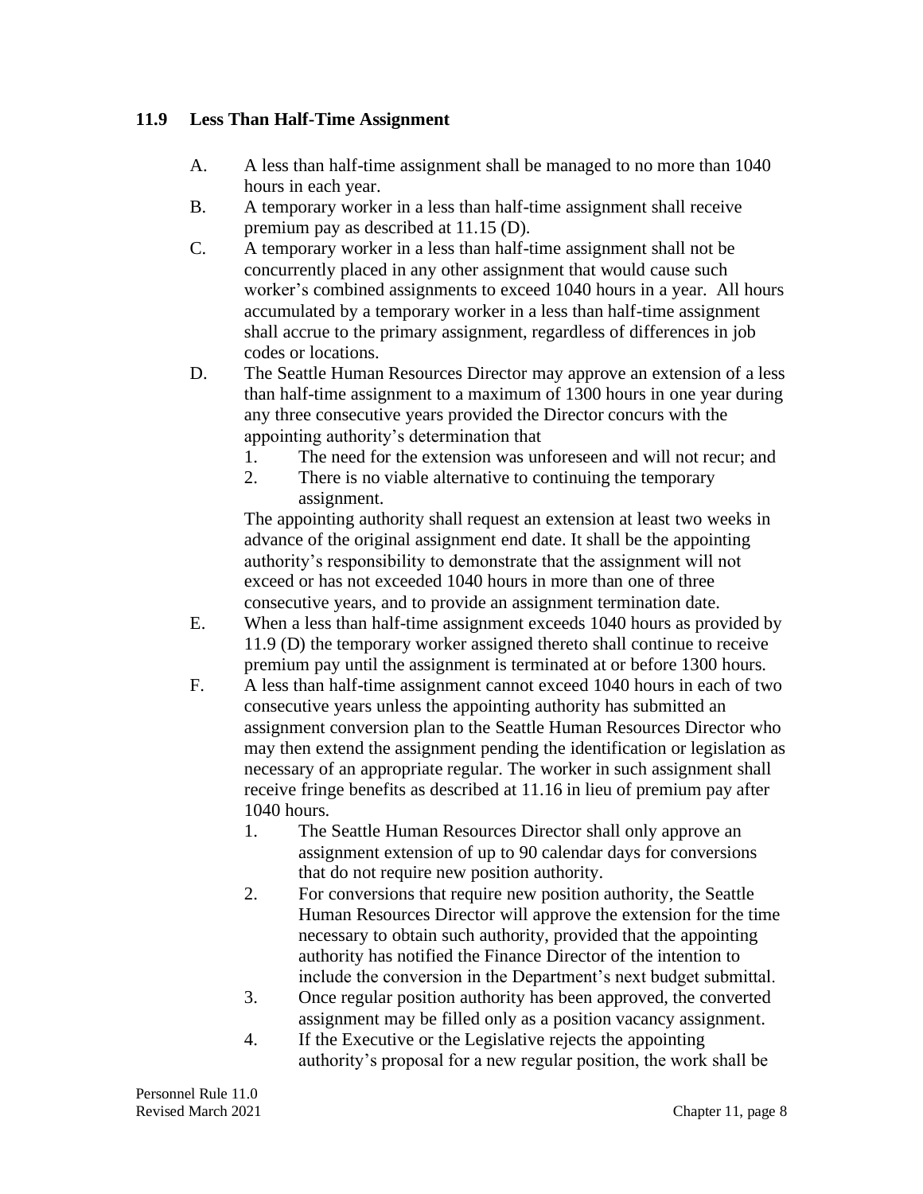### 11.9 Less Than Half-Time Assignment

A. A less than half-time assignment shall be managed to no more than 1040 hours in each year.

B. A temporary worker in a less than half-time assignment shall receive premium pay as described at 11.15 (D).

C. A temporary worker in a less than half-time assignment shall not be concurrently placed in any other assignment that would cause such worker's combined assignments to exceed 1040 hours in a year. All hours accumulated by a temporary worker in a less than half-time assignment shall accrue to the primary assignment, regardless of differences in job codes or locations.

D. The Seattle Human Resources Director may approve an extension of a less than half-time assignment to a maximum of 1300 hours in one year during any three consecutive years provided the Director concurs with the appointing authority's determination that

   1. The need for the extension was unforeseen and will not recur; and
   2. There is no viable alternative to continuing the temporary assignment.

   The appointing authority shall request an extension at least two weeks in advance of the original assignment end date. It shall be the appointing authority's responsibility to demonstrate that the assignment will not exceed or has not exceeded 1040 hours in more than one of three consecutive years, and to provide an assignment termination date.

E. When a less than half-time assignment exceeds 1040 hours as provided by 11.9 (D) the temporary worker assigned thereto shall continue to receive premium pay until the assignment is terminated at or before 1300 hours.

F. A less than half-time assignment cannot exceed 1040 hours in each of two consecutive years unless the appointing authority has submitted an assignment conversion plan to the Seattle Human Resources Director who may then extend the assignment pending the identification or legislation as necessary of an appropriate regular. The worker in such assignment shall receive fringe benefits as described at 11.16 in lieu of premium pay after 1040 hours.

   1. The Seattle Human Resources Director shall only approve an assignment extension of up to 90 calendar days for conversions that do not require new position authority.
   2. For conversions that require new position authority, the Seattle Human Resources Director will approve the extension for the time necessary to obtain such authority, provided that the appointing authority has notified the Finance Director of the intention to include the conversion in the Department's next budget submittal.
   3. Once regular position authority has been approved, the converted assignment may be filled only as a position vacancy assignment.
   4. If the Executive or the Legislative rejects the appointing authority's proposal for a new regular position, the work shall be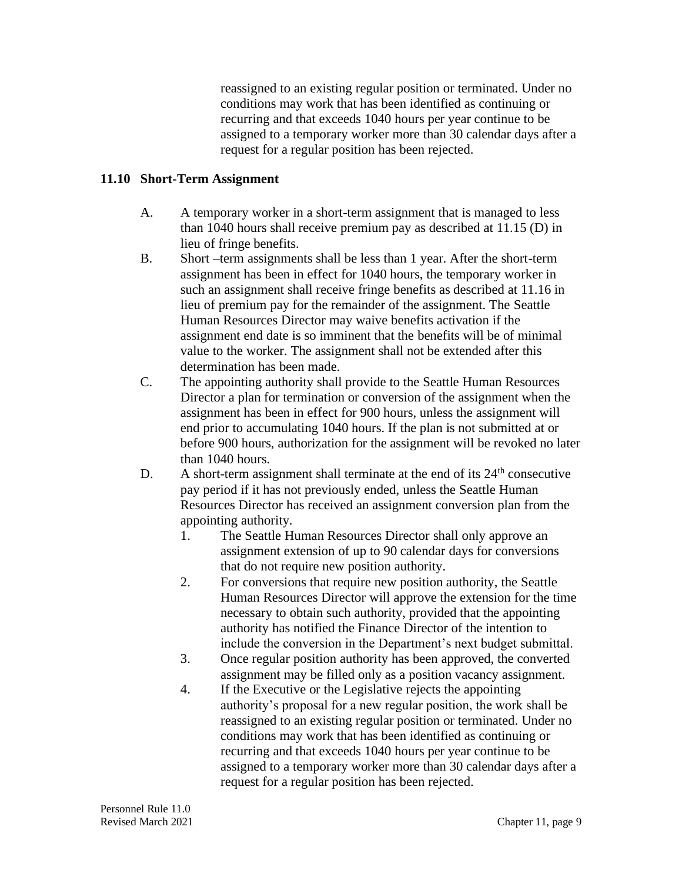reassigned to an existing regular position or terminated. Under no conditions may work that has been identified as continuing or recurring and that exceeds 1040 hours per year continue to be assigned to a temporary worker more than 30 calendar days after a request for a regular position has been rejected.

### 11.10 Short-Term Assignment

A. A temporary worker in a short-term assignment that is managed to less than 1040 hours shall receive premium pay as described at 11.15 (D) in lieu of fringe benefits.

B. Short –term assignments shall be less than 1 year. After the short-term assignment has been in effect for 1040 hours, the temporary worker in such an assignment shall receive fringe benefits as described at 11.16 in lieu of premium pay for the remainder of the assignment. The Seattle Human Resources Director may waive benefits activation if the assignment end date is so imminent that the benefits will be of minimal value to the worker. The assignment shall not be extended after this determination has been made.

C. The appointing authority shall provide to the Seattle Human Resources Director a plan for termination or conversion of the assignment when the assignment has been in effect for 900 hours, unless the assignment will end prior to accumulating 1040 hours. If the plan is not submitted at or before 900 hours, authorization for the assignment will be revoked no later than 1040 hours.

D. A short-term assignment shall terminate at the end of its 24th consecutive pay period if it has not previously ended, unless the Seattle Human Resources Director has received an assignment conversion plan from the appointing authority.

   1. The Seattle Human Resources Director shall only approve an assignment extension of up to 90 calendar days for conversions that do not require new position authority.
   2. For conversions that require new position authority, the Seattle Human Resources Director will approve the extension for the time necessary to obtain such authority, provided that the appointing authority has notified the Finance Director of the intention to include the conversion in the Department's next budget submittal.
   3. Once regular position authority has been approved, the converted assignment may be filled only as a position vacancy assignment.
   4. If the Executive or the Legislative rejects the appointing authority's proposal for a new regular position, the work shall be reassigned to an existing regular position or terminated. Under no conditions may work that has been identified as continuing or recurring and that exceeds 1040 hours per year continue to be assigned to a temporary worker more than 30 calendar days after a request for a regular position has been rejected.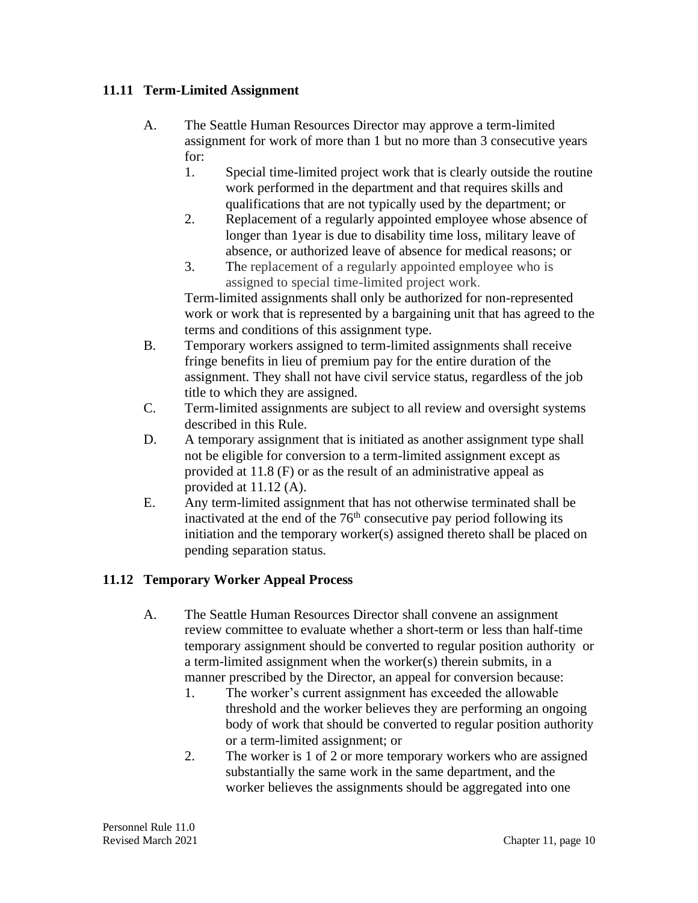## 11.11 Term-Limited Assignment

A. The Seattle Human Resources Director may approve a term-limited assignment for work of more than 1 but no more than 3 consecutive years for:

   1. Special time-limited project work that is clearly outside the routine work performed in the department and that requires skills and qualifications that are not typically used by the department; or
   2. Replacement of a regularly appointed employee whose absence of longer than 1year is due to disability time loss, military leave of absence, or authorized leave of absence for medical reasons; or
   3. The replacement of a regularly appointed employee who is assigned to special time-limited project work.

   Term-limited assignments shall only be authorized for non-represented work or work that is represented by a bargaining unit that has agreed to the terms and conditions of this assignment type.

B. Temporary workers assigned to term-limited assignments shall receive fringe benefits in lieu of premium pay for the entire duration of the assignment. They shall not have civil service status, regardless of the job title to which they are assigned.

C. Term-limited assignments are subject to all review and oversight systems described in this Rule.

D. A temporary assignment that is initiated as another assignment type shall not be eligible for conversion to a term-limited assignment except as provided at 11.8 (F) or as the result of an administrative appeal as provided at 11.12 (A).

E. Any term-limited assignment that has not otherwise terminated shall be inactivated at the end of the 76th consecutive pay period following its initiation and the temporary worker(s) assigned thereto shall be placed on pending separation status.

## 11.12 Temporary Worker Appeal Process

A. The Seattle Human Resources Director shall convene an assignment review committee to evaluate whether a short-term or less than half-time temporary assignment should be converted to regular position authority or a term-limited assignment when the worker(s) therein submits, in a manner prescribed by the Director, an appeal for conversion because:

   1. The worker's current assignment has exceeded the allowable threshold and the worker believes they are performing an ongoing body of work that should be converted to regular position authority or a term-limited assignment; or
   2. The worker is 1 of 2 or more temporary workers who are assigned substantially the same work in the same department, and the worker believes the assignments should be aggregated into one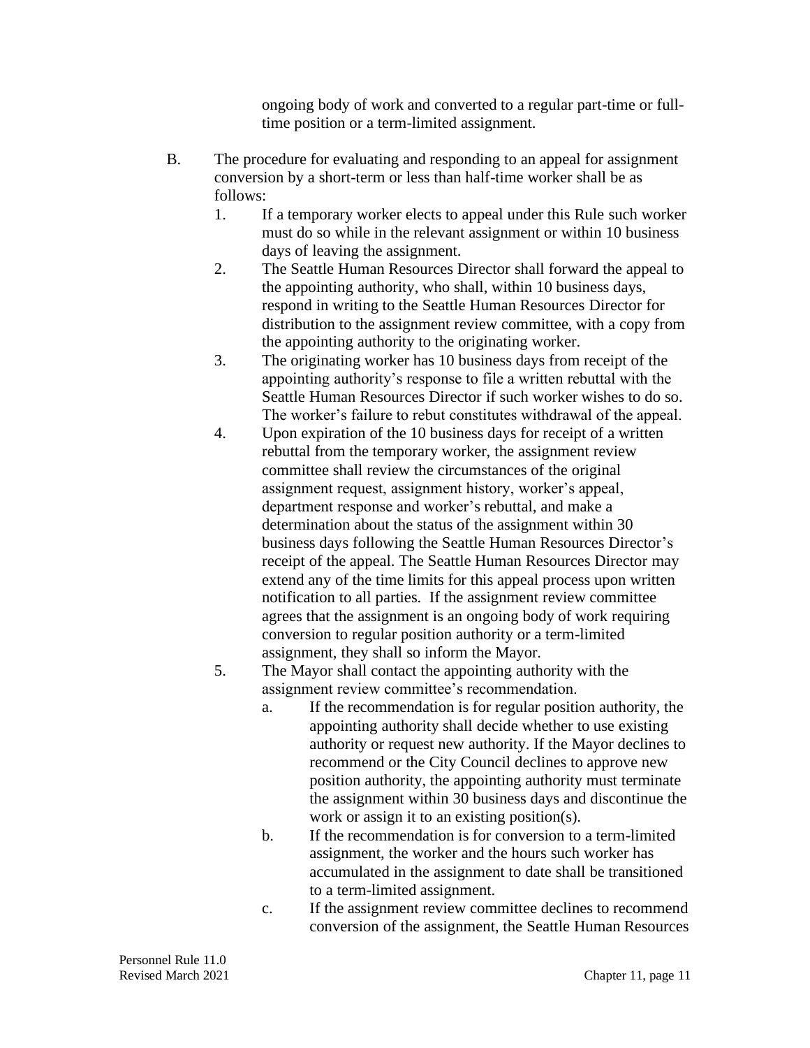ongoing body of work and converted to a regular part-time or full-time position or a term-limited assignment.

B. The procedure for evaluating and responding to an appeal for assignment conversion by a short-term or less than half-time worker shall be as follows:

   1. If a temporary worker elects to appeal under this Rule such worker must do so while in the relevant assignment or within 10 business days of leaving the assignment.
   2. The Seattle Human Resources Director shall forward the appeal to the appointing authority, who shall, within 10 business days, respond in writing to the Seattle Human Resources Director for distribution to the assignment review committee, with a copy from the appointing authority to the originating worker.
   3. The originating worker has 10 business days from receipt of the appointing authority's response to file a written rebuttal with the Seattle Human Resources Director if such worker wishes to do so. The worker's failure to rebut constitutes withdrawal of the appeal.
   4. Upon expiration of the 10 business days for receipt of a written rebuttal from the temporary worker, the assignment review committee shall review the circumstances of the original assignment request, assignment history, worker's appeal, department response and worker's rebuttal, and make a determination about the status of the assignment within 30 business days following the Seattle Human Resources Director's receipt of the appeal. The Seattle Human Resources Director may extend any of the time limits for this appeal process upon written notification to all parties. If the assignment review committee agrees that the assignment is an ongoing body of work requiring conversion to regular position authority or a term-limited assignment, they shall so inform the Mayor.
   5. The Mayor shall contact the appointing authority with the assignment review committee's recommendation.
      a. If the recommendation is for regular position authority, the appointing authority shall decide whether to use existing authority or request new authority. If the Mayor declines to recommend or the City Council declines to approve new position authority, the appointing authority must terminate the assignment within 30 business days and discontinue the work or assign it to an existing position(s).
      b. If the recommendation is for conversion to a term-limited assignment, the worker and the hours such worker has accumulated in the assignment to date shall be transitioned to a term-limited assignment.
      c. If the assignment review committee declines to recommend conversion of the assignment, the Seattle Human Resources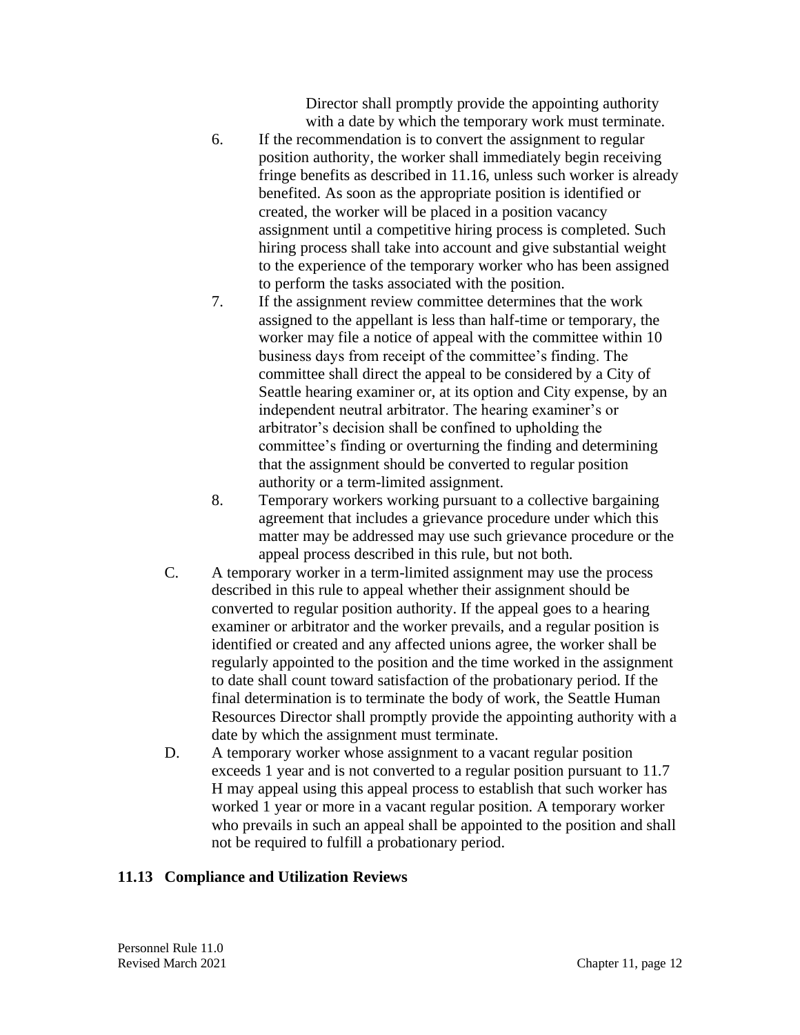Director shall promptly provide the appointing authority with a date by which the temporary work must terminate.

6. If the recommendation is to convert the assignment to regular position authority, the worker shall immediately begin receiving fringe benefits as described in 11.16, unless such worker is already benefited. As soon as the appropriate position is identified or created, the worker will be placed in a position vacancy assignment until a competitive hiring process is completed. Such hiring process shall take into account and give substantial weight to the experience of the temporary worker who has been assigned to perform the tasks associated with the position.
7. If the assignment review committee determines that the work assigned to the appellant is less than half-time or temporary, the worker may file a notice of appeal with the committee within 10 business days from receipt of the committee's finding. The committee shall direct the appeal to be considered by a City of Seattle hearing examiner or, at its option and City expense, by an independent neutral arbitrator. The hearing examiner's or arbitrator's decision shall be confined to upholding the committee's finding or overturning the finding and determining that the assignment should be converted to regular position authority or a term-limited assignment.
8. Temporary workers working pursuant to a collective bargaining agreement that includes a grievance procedure under which this matter may be addressed may use such grievance procedure or the appeal process described in this rule, but not both.

C. A temporary worker in a term-limited assignment may use the process described in this rule to appeal whether their assignment should be converted to regular position authority. If the appeal goes to a hearing examiner or arbitrator and the worker prevails, and a regular position is identified or created and any affected unions agree, the worker shall be regularly appointed to the position and the time worked in the assignment to date shall count toward satisfaction of the probationary period. If the final determination is to terminate the body of work, the Seattle Human Resources Director shall promptly provide the appointing authority with a date by which the assignment must terminate.

D. A temporary worker whose assignment to a vacant regular position exceeds 1 year and is not converted to a regular position pursuant to 11.7 H may appeal using this appeal process to establish that such worker has worked 1 year or more in a vacant regular position. A temporary worker who prevails in such an appeal shall be appointed to the position and shall not be required to fulfill a probationary period.

## 11.13 Compliance and Utilization Reviews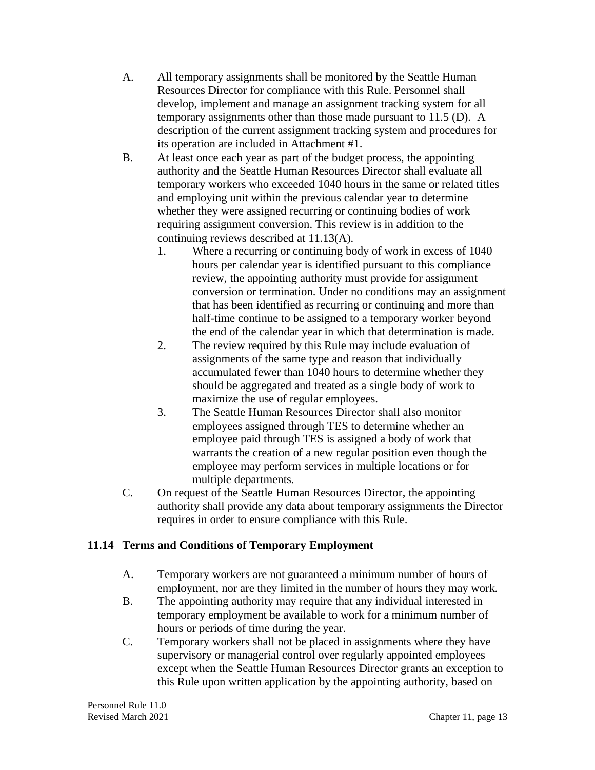A. All temporary assignments shall be monitored by the Seattle Human Resources Director for compliance with this Rule. Personnel shall develop, implement and manage an assignment tracking system for all temporary assignments other than those made pursuant to 11.5 (D). A description of the current assignment tracking system and procedures for its operation are included in Attachment #1.

B. At least once each year as part of the budget process, the appointing authority and the Seattle Human Resources Director shall evaluate all temporary workers who exceeded 1040 hours in the same or related titles and employing unit within the previous calendar year to determine whether they were assigned recurring or continuing bodies of work requiring assignment conversion. This review is in addition to the continuing reviews described at 11.13(A).

   1. Where a recurring or continuing body of work in excess of 1040 hours per calendar year is identified pursuant to this compliance review, the appointing authority must provide for assignment conversion or termination. Under no conditions may an assignment that has been identified as recurring or continuing and more than half-time continue to be assigned to a temporary worker beyond the end of the calendar year in which that determination is made.
   2. The review required by this Rule may include evaluation of assignments of the same type and reason that individually accumulated fewer than 1040 hours to determine whether they should be aggregated and treated as a single body of work to maximize the use of regular employees.
   3. The Seattle Human Resources Director shall also monitor employees assigned through TES to determine whether an employee paid through TES is assigned a body of work that warrants the creation of a new regular position even though the employee may perform services in multiple locations or for multiple departments.

C. On request of the Seattle Human Resources Director, the appointing authority shall provide any data about temporary assignments the Director requires in order to ensure compliance with this Rule.

## 11.14 Terms and Conditions of Temporary Employment

A. Temporary workers are not guaranteed a minimum number of hours of employment, nor are they limited in the number of hours they may work.

B. The appointing authority may require that any individual interested in temporary employment be available to work for a minimum number of hours or periods of time during the year.

C. Temporary workers shall not be placed in assignments where they have supervisory or managerial control over regularly appointed employees except when the Seattle Human Resources Director grants an exception to this Rule upon written application by the appointing authority, based on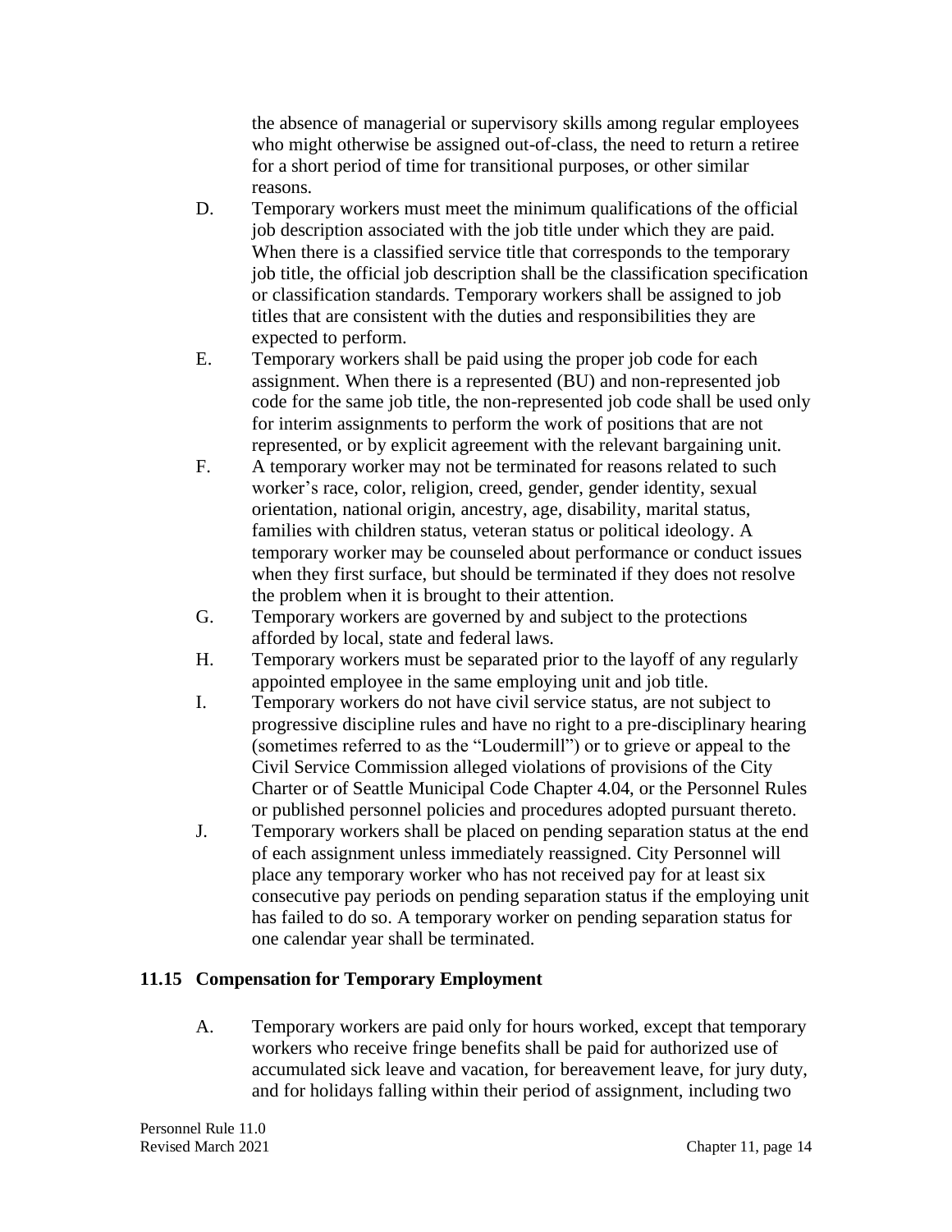the absence of managerial or supervisory skills among regular employees who might otherwise be assigned out-of-class, the need to return a retiree for a short period of time for transitional purposes, or other similar reasons.

D. Temporary workers must meet the minimum qualifications of the official job description associated with the job title under which they are paid. When there is a classified service title that corresponds to the temporary job title, the official job description shall be the classification specification or classification standards. Temporary workers shall be assigned to job titles that are consistent with the duties and responsibilities they are expected to perform.

E. Temporary workers shall be paid using the proper job code for each assignment. When there is a represented (BU) and non-represented job code for the same job title, the non-represented job code shall be used only for interim assignments to perform the work of positions that are not represented, or by explicit agreement with the relevant bargaining unit.

F. A temporary worker may not be terminated for reasons related to such worker's race, color, religion, creed, gender, gender identity, sexual orientation, national origin, ancestry, age, disability, marital status, families with children status, veteran status or political ideology. A temporary worker may be counseled about performance or conduct issues when they first surface, but should be terminated if they does not resolve the problem when it is brought to their attention.

G. Temporary workers are governed by and subject to the protections afforded by local, state and federal laws.

H. Temporary workers must be separated prior to the layoff of any regularly appointed employee in the same employing unit and job title.

I. Temporary workers do not have civil service status, are not subject to progressive discipline rules and have no right to a pre-disciplinary hearing (sometimes referred to as the "Loudermill") or to grieve or appeal to the Civil Service Commission alleged violations of provisions of the City Charter or of Seattle Municipal Code Chapter 4.04, or the Personnel Rules or published personnel policies and procedures adopted pursuant thereto.

J. Temporary workers shall be placed on pending separation status at the end of each assignment unless immediately reassigned. City Personnel will place any temporary worker who has not received pay for at least six consecutive pay periods on pending separation status if the employing unit has failed to do so. A temporary worker on pending separation status for one calendar year shall be terminated.

## 11.15 Compensation for Temporary Employment

A. Temporary workers are paid only for hours worked, except that temporary workers who receive fringe benefits shall be paid for authorized use of accumulated sick leave and vacation, for bereavement leave, for jury duty, and for holidays falling within their period of assignment, including two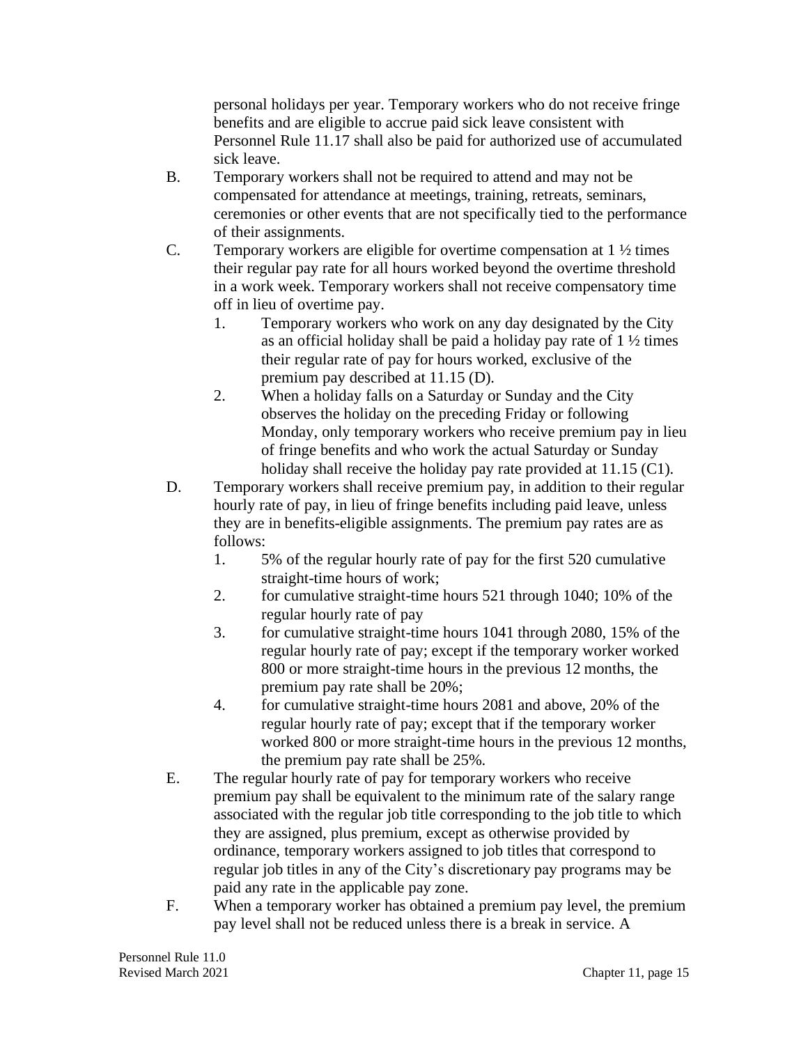personal holidays per year. Temporary workers who do not receive fringe benefits and are eligible to accrue paid sick leave consistent with Personnel Rule 11.17 shall also be paid for authorized use of accumulated sick leave.

B. Temporary workers shall not be required to attend and may not be compensated for attendance at meetings, training, retreats, seminars, ceremonies or other events that are not specifically tied to the performance of their assignments.

C. Temporary workers are eligible for overtime compensation at 1 ½ times their regular pay rate for all hours worked beyond the overtime threshold in a work week. Temporary workers shall not receive compensatory time off in lieu of overtime pay.
   1. Temporary workers who work on any day designated by the City as an official holiday shall be paid a holiday pay rate of 1 ½ times their regular rate of pay for hours worked, exclusive of the premium pay described at 11.15 (D).
   2. When a holiday falls on a Saturday or Sunday and the City observes the holiday on the preceding Friday or following Monday, only temporary workers who receive premium pay in lieu of fringe benefits and who work the actual Saturday or Sunday holiday shall receive the holiday pay rate provided at 11.15 (C1).

D. Temporary workers shall receive premium pay, in addition to their regular hourly rate of pay, in lieu of fringe benefits including paid leave, unless they are in benefits-eligible assignments. The premium pay rates are as follows:
   1. 5% of the regular hourly rate of pay for the first 520 cumulative straight-time hours of work;
   2. for cumulative straight-time hours 521 through 1040; 10% of the regular hourly rate of pay
   3. for cumulative straight-time hours 1041 through 2080, 15% of the regular hourly rate of pay; except if the temporary worker worked 800 or more straight-time hours in the previous 12 months, the premium pay rate shall be 20%;
   4. for cumulative straight-time hours 2081 and above, 20% of the regular hourly rate of pay; except that if the temporary worker worked 800 or more straight-time hours in the previous 12 months, the premium pay rate shall be 25%.

E. The regular hourly rate of pay for temporary workers who receive premium pay shall be equivalent to the minimum rate of the salary range associated with the regular job title corresponding to the job title to which they are assigned, plus premium, except as otherwise provided by ordinance, temporary workers assigned to job titles that correspond to regular job titles in any of the City's discretionary pay programs may be paid any rate in the applicable pay zone.

F. When a temporary worker has obtained a premium pay level, the premium pay level shall not be reduced unless there is a break in service. A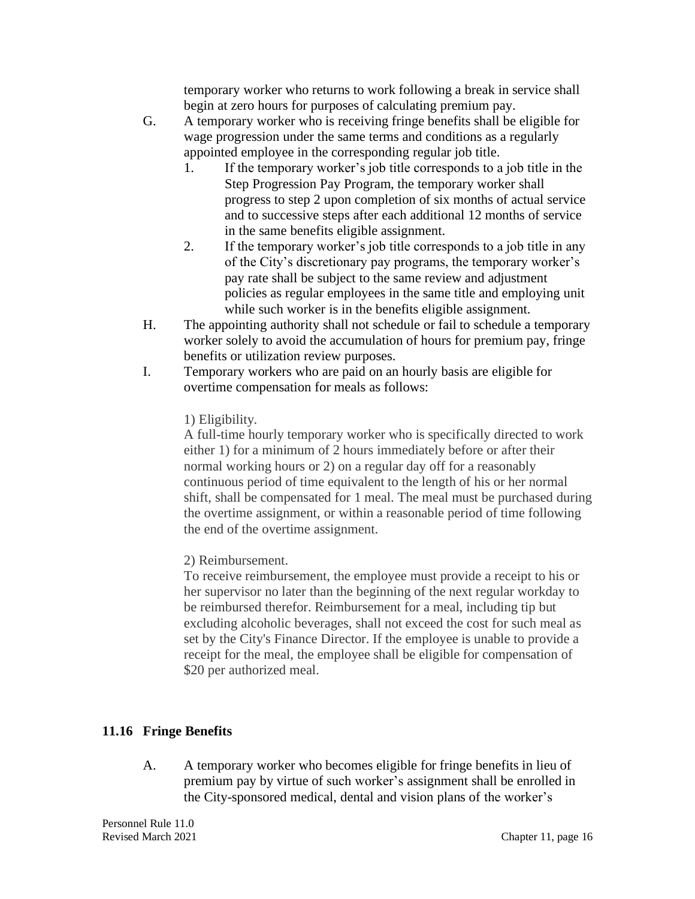temporary worker who returns to work following a break in service shall begin at zero hours for purposes of calculating premium pay.

G. A temporary worker who is receiving fringe benefits shall be eligible for wage progression under the same terms and conditions as a regularly appointed employee in the corresponding regular job title.

   1. If the temporary worker's job title corresponds to a job title in the Step Progression Pay Program, the temporary worker shall progress to step 2 upon completion of six months of actual service and to successive steps after each additional 12 months of service in the same benefits eligible assignment.

   2. If the temporary worker's job title corresponds to a job title in any of the City's discretionary pay programs, the temporary worker's pay rate shall be subject to the same review and adjustment policies as regular employees in the same title and employing unit while such worker is in the benefits eligible assignment.

H. The appointing authority shall not schedule or fail to schedule a temporary worker solely to avoid the accumulation of hours for premium pay, fringe benefits or utilization review purposes.

I. Temporary workers who are paid on an hourly basis are eligible for overtime compensation for meals as follows:

   1) Eligibility.
   A full-time hourly temporary worker who is specifically directed to work either 1) for a minimum of 2 hours immediately before or after their normal working hours or 2) on a regular day off for a reasonably continuous period of time equivalent to the length of his or her normal shift, shall be compensated for 1 meal. The meal must be purchased during the overtime assignment, or within a reasonable period of time following the end of the overtime assignment.

   2) Reimbursement.
   To receive reimbursement, the employee must provide a receipt to his or her supervisor no later than the beginning of the next regular workday to be reimbursed therefor. Reimbursement for a meal, including tip but excluding alcoholic beverages, shall not exceed the cost for such meal as set by the City's Finance Director. If the employee is unable to provide a receipt for the meal, the employee shall be eligible for compensation of $20 per authorized meal.

## 11.16 Fringe Benefits

A. A temporary worker who becomes eligible for fringe benefits in lieu of premium pay by virtue of such worker's assignment shall be enrolled in the City-sponsored medical, dental and vision plans of the worker's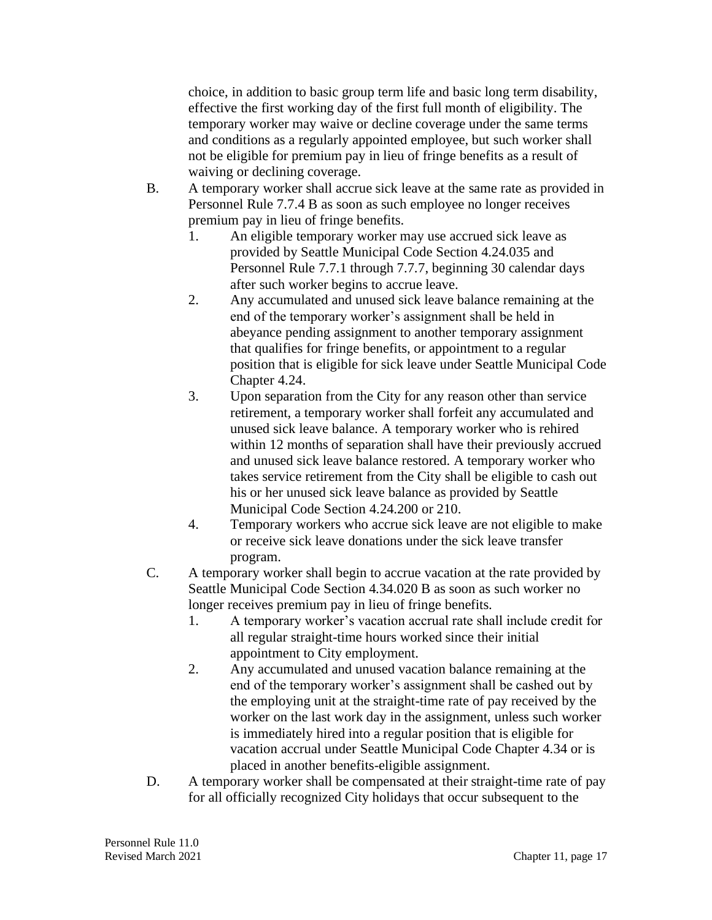choice, in addition to basic group term life and basic long term disability, effective the first working day of the first full month of eligibility. The temporary worker may waive or decline coverage under the same terms and conditions as a regularly appointed employee, but such worker shall not be eligible for premium pay in lieu of fringe benefits as a result of waiving or declining coverage.

B. A temporary worker shall accrue sick leave at the same rate as provided in Personnel Rule 7.7.4 B as soon as such employee no longer receives premium pay in lieu of fringe benefits.

   1. An eligible temporary worker may use accrued sick leave as provided by Seattle Municipal Code Section 4.24.035 and Personnel Rule 7.7.1 through 7.7.7, beginning 30 calendar days after such worker begins to accrue leave.
   2. Any accumulated and unused sick leave balance remaining at the end of the temporary worker's assignment shall be held in abeyance pending assignment to another temporary assignment that qualifies for fringe benefits, or appointment to a regular position that is eligible for sick leave under Seattle Municipal Code Chapter 4.24.
   3. Upon separation from the City for any reason other than service retirement, a temporary worker shall forfeit any accumulated and unused sick leave balance. A temporary worker who is rehired within 12 months of separation shall have their previously accrued and unused sick leave balance restored. A temporary worker who takes service retirement from the City shall be eligible to cash out his or her unused sick leave balance as provided by Seattle Municipal Code Section 4.24.200 or 210.
   4. Temporary workers who accrue sick leave are not eligible to make or receive sick leave donations under the sick leave transfer program.

C. A temporary worker shall begin to accrue vacation at the rate provided by Seattle Municipal Code Section 4.34.020 B as soon as such worker no longer receives premium pay in lieu of fringe benefits.

   1. A temporary worker's vacation accrual rate shall include credit for all regular straight-time hours worked since their initial appointment to City employment.
   2. Any accumulated and unused vacation balance remaining at the end of the temporary worker's assignment shall be cashed out by the employing unit at the straight-time rate of pay received by the worker on the last work day in the assignment, unless such worker is immediately hired into a regular position that is eligible for vacation accrual under Seattle Municipal Code Chapter 4.34 or is placed in another benefits-eligible assignment.

D. A temporary worker shall be compensated at their straight-time rate of pay for all officially recognized City holidays that occur subsequent to the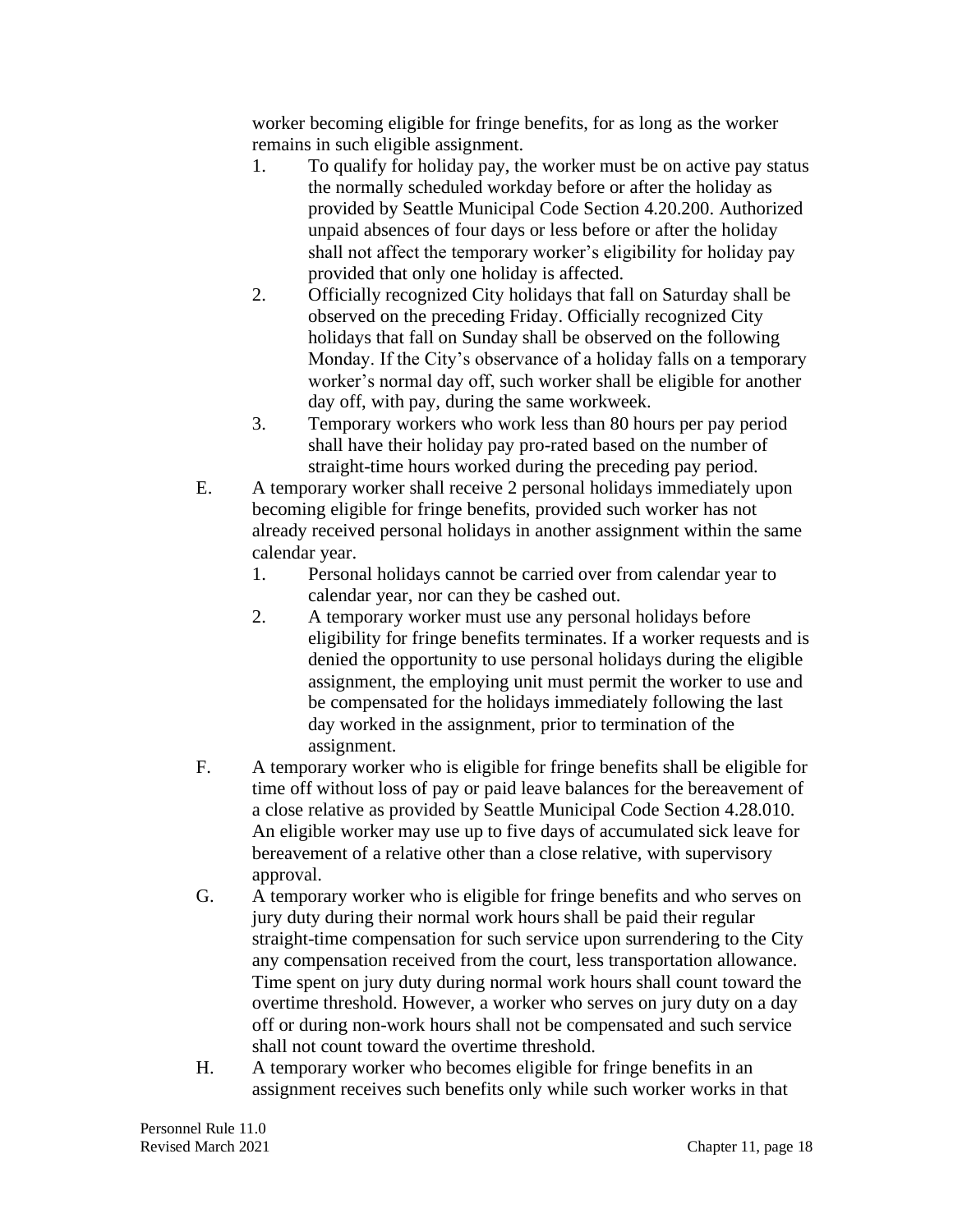worker becoming eligible for fringe benefits, for as long as the worker remains in such eligible assignment.

1. To qualify for holiday pay, the worker must be on active pay status the normally scheduled workday before or after the holiday as provided by Seattle Municipal Code Section 4.20.200. Authorized unpaid absences of four days or less before or after the holiday shall not affect the temporary worker's eligibility for holiday pay provided that only one holiday is affected.
2. Officially recognized City holidays that fall on Saturday shall be observed on the preceding Friday. Officially recognized City holidays that fall on Sunday shall be observed on the following Monday. If the City's observance of a holiday falls on a temporary worker's normal day off, such worker shall be eligible for another day off, with pay, during the same workweek.
3. Temporary workers who work less than 80 hours per pay period shall have their holiday pay pro-rated based on the number of straight-time hours worked during the preceding pay period.

E. A temporary worker shall receive 2 personal holidays immediately upon becoming eligible for fringe benefits, provided such worker has not already received personal holidays in another assignment within the same calendar year.

1. Personal holidays cannot be carried over from calendar year to calendar year, nor can they be cashed out.
2. A temporary worker must use any personal holidays before eligibility for fringe benefits terminates. If a worker requests and is denied the opportunity to use personal holidays during the eligible assignment, the employing unit must permit the worker to use and be compensated for the holidays immediately following the last day worked in the assignment, prior to termination of the assignment.

F. A temporary worker who is eligible for fringe benefits shall be eligible for time off without loss of pay or paid leave balances for the bereavement of a close relative as provided by Seattle Municipal Code Section 4.28.010. An eligible worker may use up to five days of accumulated sick leave for bereavement of a relative other than a close relative, with supervisory approval.

G. A temporary worker who is eligible for fringe benefits and who serves on jury duty during their normal work hours shall be paid their regular straight-time compensation for such service upon surrendering to the City any compensation received from the court, less transportation allowance. Time spent on jury duty during normal work hours shall count toward the overtime threshold. However, a worker who serves on jury duty on a day off or during non-work hours shall not be compensated and such service shall not count toward the overtime threshold.

H. A temporary worker who becomes eligible for fringe benefits in an assignment receives such benefits only while such worker works in that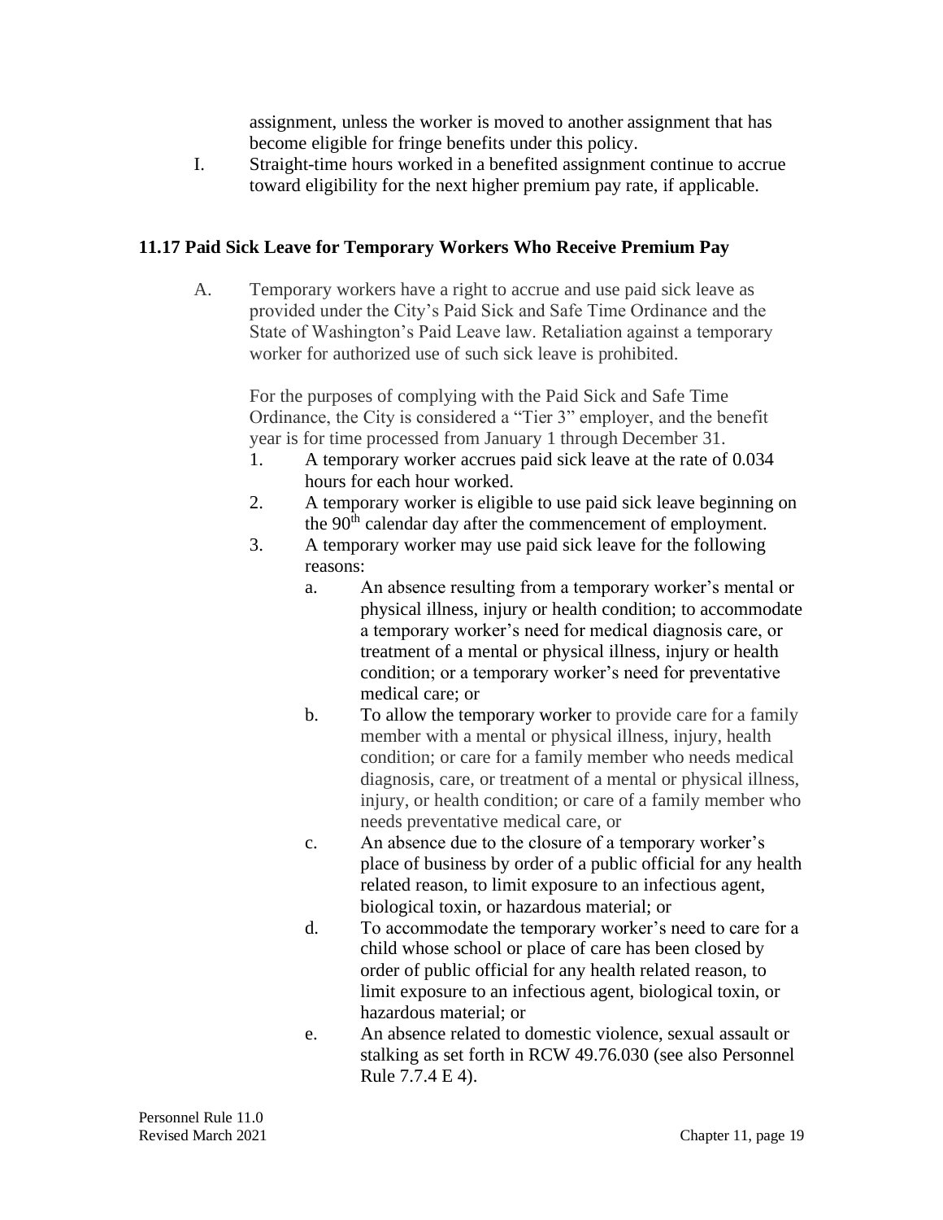assignment, unless the worker is moved to another assignment that has become eligible for fringe benefits under this policy.

I. Straight-time hours worked in a benefited assignment continue to accrue toward eligibility for the next higher premium pay rate, if applicable.

### 11.17 Paid Sick Leave for Temporary Workers Who Receive Premium Pay

A. Temporary workers have a right to accrue and use paid sick leave as provided under the City's Paid Sick and Safe Time Ordinance and the State of Washington's Paid Leave law. Retaliation against a temporary worker for authorized use of such sick leave is prohibited.

   For the purposes of complying with the Paid Sick and Safe Time Ordinance, the City is considered a "Tier 3" employer, and the benefit year is for time processed from January 1 through December 31.

   1. A temporary worker accrues paid sick leave at the rate of 0.034 hours for each hour worked.
   2. A temporary worker is eligible to use paid sick leave beginning on the 90th calendar day after the commencement of employment.
   3. A temporary worker may use paid sick leave for the following reasons:
      a. An absence resulting from a temporary worker's mental or physical illness, injury or health condition; to accommodate a temporary worker's need for medical diagnosis care, or treatment of a mental or physical illness, injury or health condition; or a temporary worker's need for preventative medical care; or
      b. To allow the temporary worker to provide care for a family member with a mental or physical illness, injury, health condition; or care for a family member who needs medical diagnosis, care, or treatment of a mental or physical illness, injury, or health condition; or care of a family member who needs preventative medical care, or
      c. An absence due to the closure of a temporary worker's place of business by order of a public official for any health related reason, to limit exposure to an infectious agent, biological toxin, or hazardous material; or
      d. To accommodate the temporary worker's need to care for a child whose school or place of care has been closed by order of public official for any health related reason, to limit exposure to an infectious agent, biological toxin, or hazardous material; or
      e. An absence related to domestic violence, sexual assault or stalking as set forth in RCW 49.76.030 (see also Personnel Rule 7.7.4 E 4).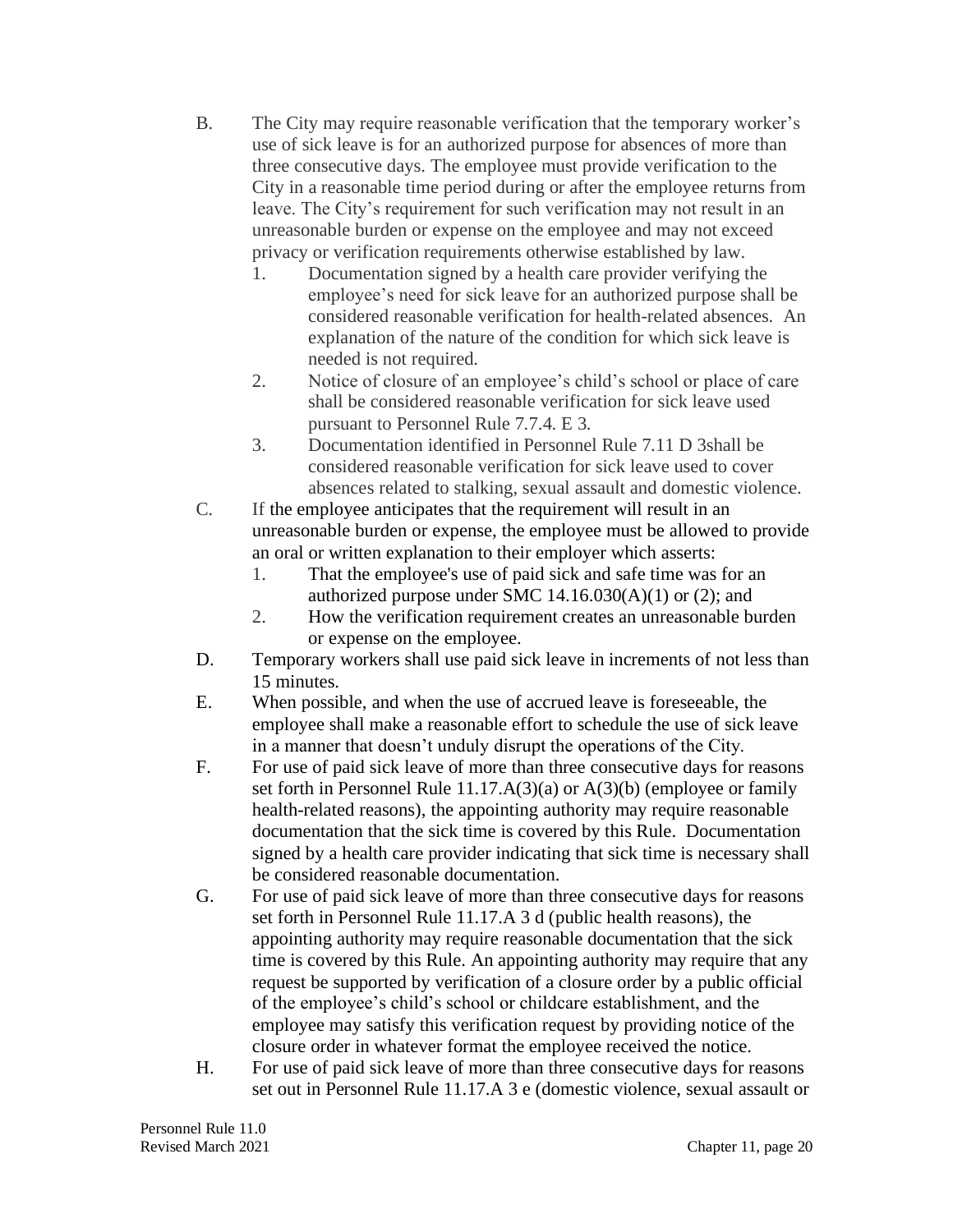B. The City may require reasonable verification that the temporary worker's use of sick leave is for an authorized purpose for absences of more than three consecutive days. The employee must provide verification to the City in a reasonable time period during or after the employee returns from leave. The City's requirement for such verification may not result in an unreasonable burden or expense on the employee and may not exceed privacy or verification requirements otherwise established by law.

   1. Documentation signed by a health care provider verifying the employee's need for sick leave for an authorized purpose shall be considered reasonable verification for health-related absences. An explanation of the nature of the condition for which sick leave is needed is not required.
   2. Notice of closure of an employee's child's school or place of care shall be considered reasonable verification for sick leave used pursuant to Personnel Rule 7.7.4. E 3.
   3. Documentation identified in Personnel Rule 7.11 D 3shall be considered reasonable verification for sick leave used to cover absences related to stalking, sexual assault and domestic violence.

C. If the employee anticipates that the requirement will result in an unreasonable burden or expense, the employee must be allowed to provide an oral or written explanation to their employer which asserts:

   1. That the employee's use of paid sick and safe time was for an authorized purpose under SMC 14.16.030(A)(1) or (2); and
   2. How the verification requirement creates an unreasonable burden or expense on the employee.

D. Temporary workers shall use paid sick leave in increments of not less than 15 minutes.

E. When possible, and when the use of accrued leave is foreseeable, the employee shall make a reasonable effort to schedule the use of sick leave in a manner that doesn't unduly disrupt the operations of the City.

F. For use of paid sick leave of more than three consecutive days for reasons set forth in Personnel Rule 11.17.A(3)(a) or A(3)(b) (employee or family health-related reasons), the appointing authority may require reasonable documentation that the sick time is covered by this Rule. Documentation signed by a health care provider indicating that sick time is necessary shall be considered reasonable documentation.

G. For use of paid sick leave of more than three consecutive days for reasons set forth in Personnel Rule 11.17.A 3 d (public health reasons), the appointing authority may require reasonable documentation that the sick time is covered by this Rule. An appointing authority may require that any request be supported by verification of a closure order by a public official of the employee's child's school or childcare establishment, and the employee may satisfy this verification request by providing notice of the closure order in whatever format the employee received the notice.

H. For use of paid sick leave of more than three consecutive days for reasons set out in Personnel Rule 11.17.A 3 e (domestic violence, sexual assault or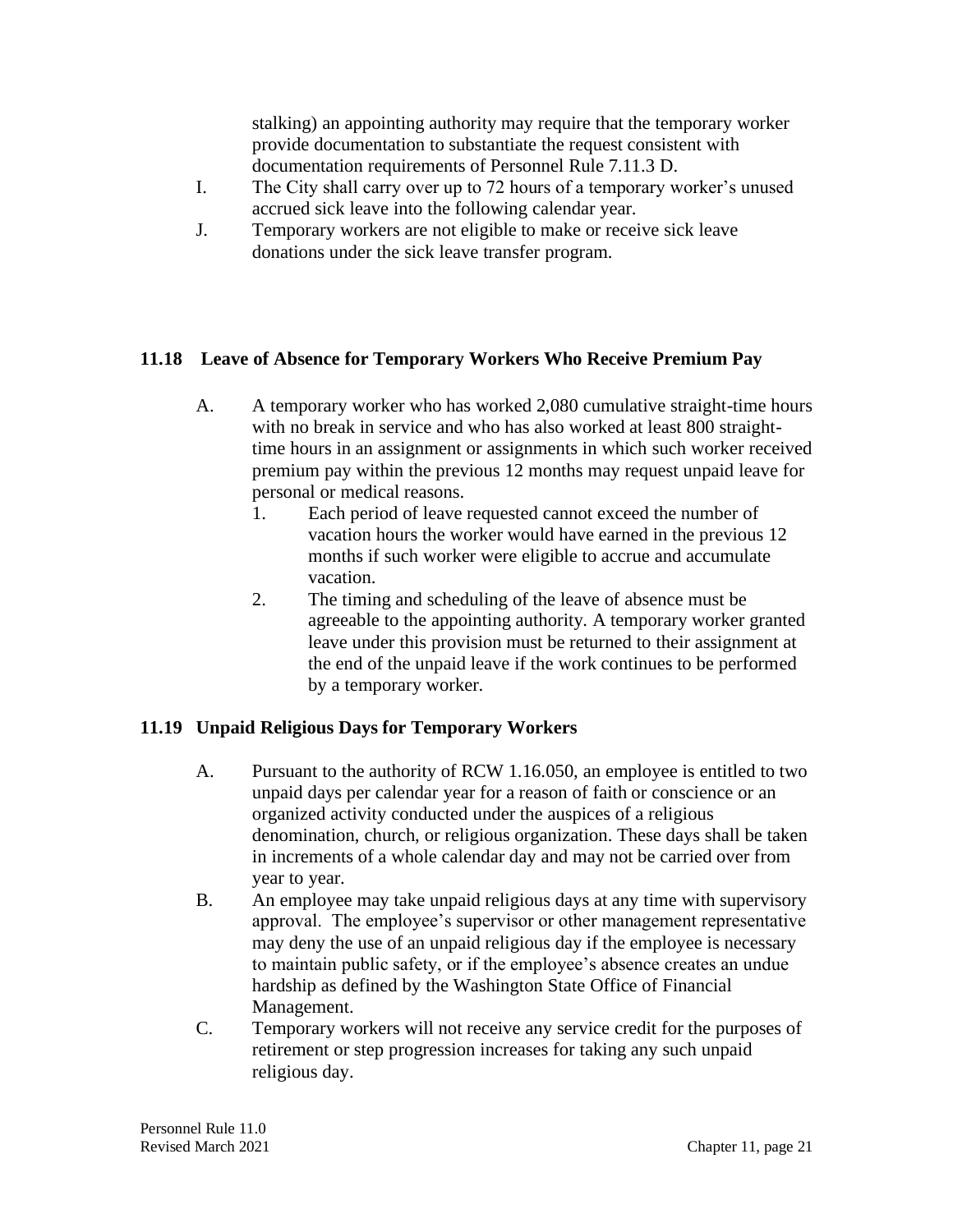stalking) an appointing authority may require that the temporary worker provide documentation to substantiate the request consistent with documentation requirements of Personnel Rule 7.11.3 D.

I. The City shall carry over up to 72 hours of a temporary worker's unused accrued sick leave into the following calendar year.

J. Temporary workers are not eligible to make or receive sick leave donations under the sick leave transfer program.

## 11.18 Leave of Absence for Temporary Workers Who Receive Premium Pay

A. A temporary worker who has worked 2,080 cumulative straight-time hours with no break in service and who has also worked at least 800 straight-time hours in an assignment or assignments in which such worker received premium pay within the previous 12 months may request unpaid leave for personal or medical reasons.

1. Each period of leave requested cannot exceed the number of vacation hours the worker would have earned in the previous 12 months if such worker were eligible to accrue and accumulate vacation.
2. The timing and scheduling of the leave of absence must be agreeable to the appointing authority. A temporary worker granted leave under this provision must be returned to their assignment at the end of the unpaid leave if the work continues to be performed by a temporary worker.

## 11.19 Unpaid Religious Days for Temporary Workers

A. Pursuant to the authority of RCW 1.16.050, an employee is entitled to two unpaid days per calendar year for a reason of faith or conscience or an organized activity conducted under the auspices of a religious denomination, church, or religious organization. These days shall be taken in increments of a whole calendar day and may not be carried over from year to year.

B. An employee may take unpaid religious days at any time with supervisory approval. The employee's supervisor or other management representative may deny the use of an unpaid religious day if the employee is necessary to maintain public safety, or if the employee's absence creates an undue hardship as defined by the Washington State Office of Financial Management.

C. Temporary workers will not receive any service credit for the purposes of retirement or step progression increases for taking any such unpaid religious day.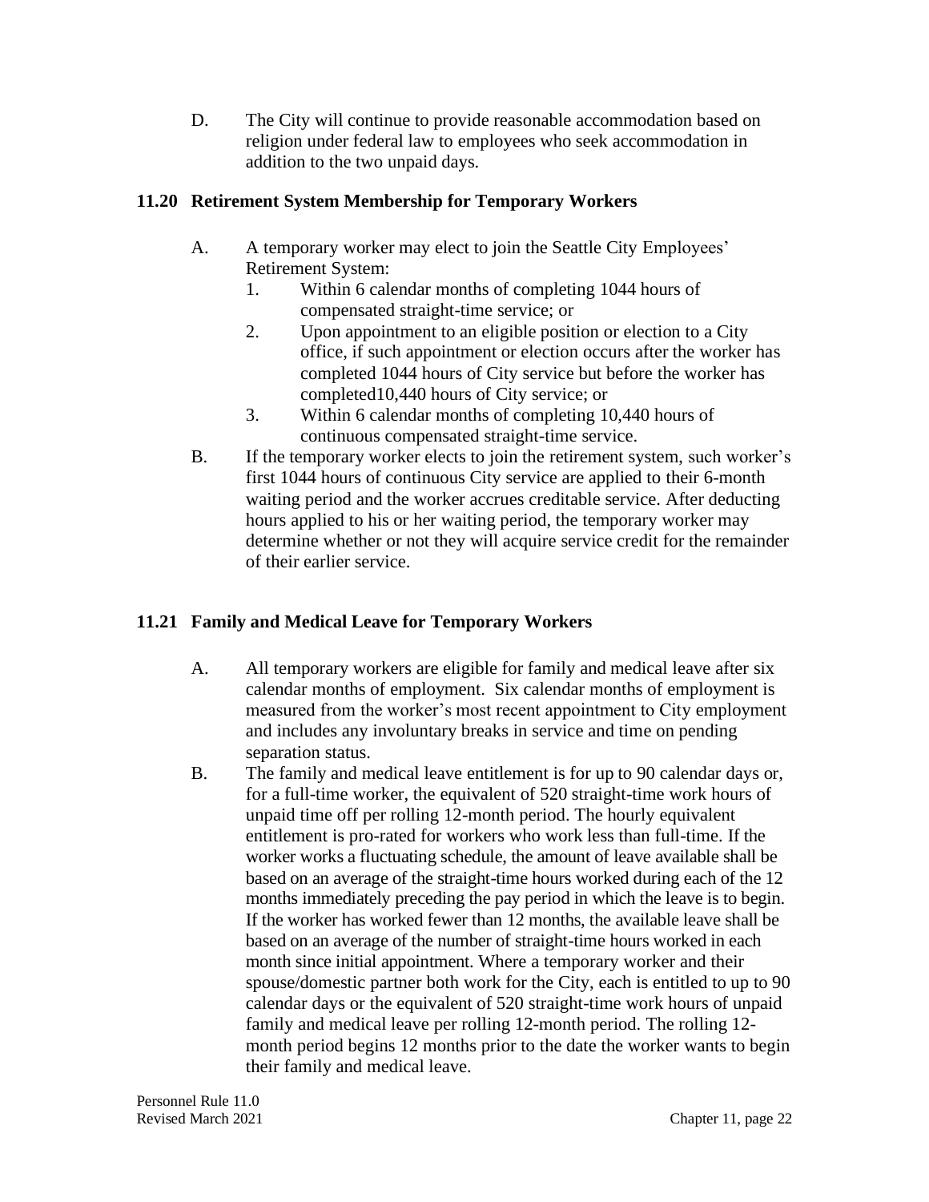D. The City will continue to provide reasonable accommodation based on religion under federal law to employees who seek accommodation in addition to the two unpaid days.

## 11.20 Retirement System Membership for Temporary Workers

A. A temporary worker may elect to join the Seattle City Employees' Retirement System:
   1. Within 6 calendar months of completing 1044 hours of compensated straight-time service; or
   2. Upon appointment to an eligible position or election to a City office, if such appointment or election occurs after the worker has completed 1044 hours of City service but before the worker has completed10,440 hours of City service; or
   3. Within 6 calendar months of completing 10,440 hours of continuous compensated straight-time service.

B. If the temporary worker elects to join the retirement system, such worker's first 1044 hours of continuous City service are applied to their 6-month waiting period and the worker accrues creditable service. After deducting hours applied to his or her waiting period, the temporary worker may determine whether or not they will acquire service credit for the remainder of their earlier service.

## 11.21 Family and Medical Leave for Temporary Workers

A. All temporary workers are eligible for family and medical leave after six calendar months of employment. Six calendar months of employment is measured from the worker's most recent appointment to City employment and includes any involuntary breaks in service and time on pending separation status.

B. The family and medical leave entitlement is for up to 90 calendar days or, for a full-time worker, the equivalent of 520 straight-time work hours of unpaid time off per rolling 12-month period. The hourly equivalent entitlement is pro-rated for workers who work less than full-time. If the worker works a fluctuating schedule, the amount of leave available shall be based on an average of the straight-time hours worked during each of the 12 months immediately preceding the pay period in which the leave is to begin. If the worker has worked fewer than 12 months, the available leave shall be based on an average of the number of straight-time hours worked in each month since initial appointment. Where a temporary worker and their spouse/domestic partner both work for the City, each is entitled to up to 90 calendar days or the equivalent of 520 straight-time work hours of unpaid family and medical leave per rolling 12-month period. The rolling 12-month period begins 12 months prior to the date the worker wants to begin their family and medical leave.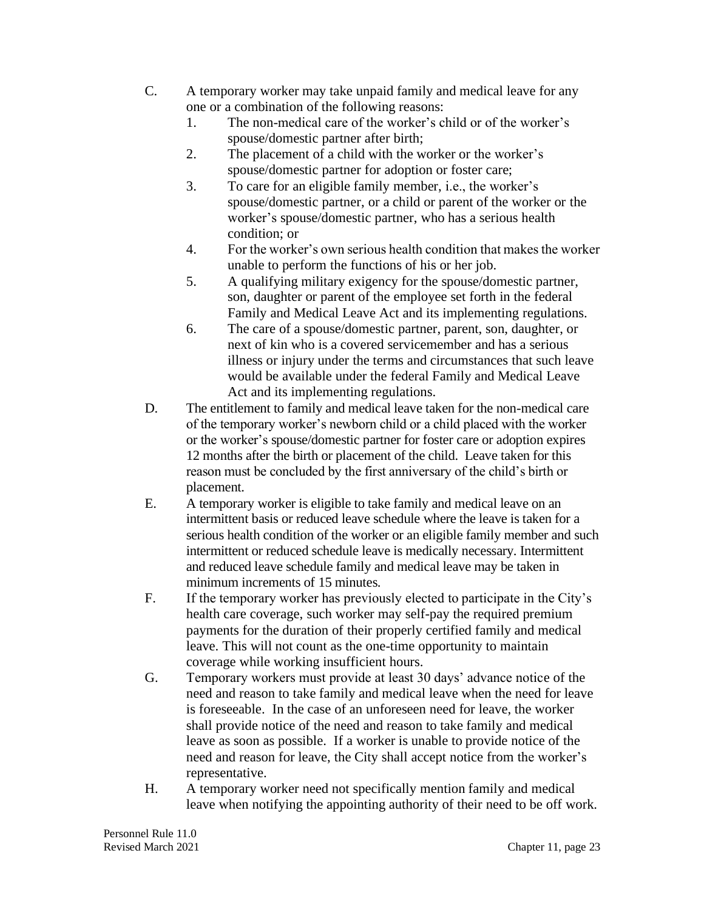C. A temporary worker may take unpaid family and medical leave for any one or a combination of the following reasons:

1. The non-medical care of the worker's child or of the worker's spouse/domestic partner after birth;
2. The placement of a child with the worker or the worker's spouse/domestic partner for adoption or foster care;
3. To care for an eligible family member, i.e., the worker's spouse/domestic partner, or a child or parent of the worker or the worker's spouse/domestic partner, who has a serious health condition; or
4. For the worker's own serious health condition that makes the worker unable to perform the functions of his or her job.
5. A qualifying military exigency for the spouse/domestic partner, son, daughter or parent of the employee set forth in the federal Family and Medical Leave Act and its implementing regulations.
6. The care of a spouse/domestic partner, parent, son, daughter, or next of kin who is a covered servicemember and has a serious illness or injury under the terms and circumstances that such leave would be available under the federal Family and Medical Leave Act and its implementing regulations.

D. The entitlement to family and medical leave taken for the non-medical care of the temporary worker's newborn child or a child placed with the worker or the worker's spouse/domestic partner for foster care or adoption expires 12 months after the birth or placement of the child. Leave taken for this reason must be concluded by the first anniversary of the child's birth or placement.

E. A temporary worker is eligible to take family and medical leave on an intermittent basis or reduced leave schedule where the leave is taken for a serious health condition of the worker or an eligible family member and such intermittent or reduced schedule leave is medically necessary. Intermittent and reduced leave schedule family and medical leave may be taken in minimum increments of 15 minutes.

F. If the temporary worker has previously elected to participate in the City's health care coverage, such worker may self-pay the required premium payments for the duration of their properly certified family and medical leave. This will not count as the one-time opportunity to maintain coverage while working insufficient hours.

G. Temporary workers must provide at least 30 days' advance notice of the need and reason to take family and medical leave when the need for leave is foreseeable. In the case of an unforeseen need for leave, the worker shall provide notice of the need and reason to take family and medical leave as soon as possible. If a worker is unable to provide notice of the need and reason for leave, the City shall accept notice from the worker's representative.

H. A temporary worker need not specifically mention family and medical leave when notifying the appointing authority of their need to be off work.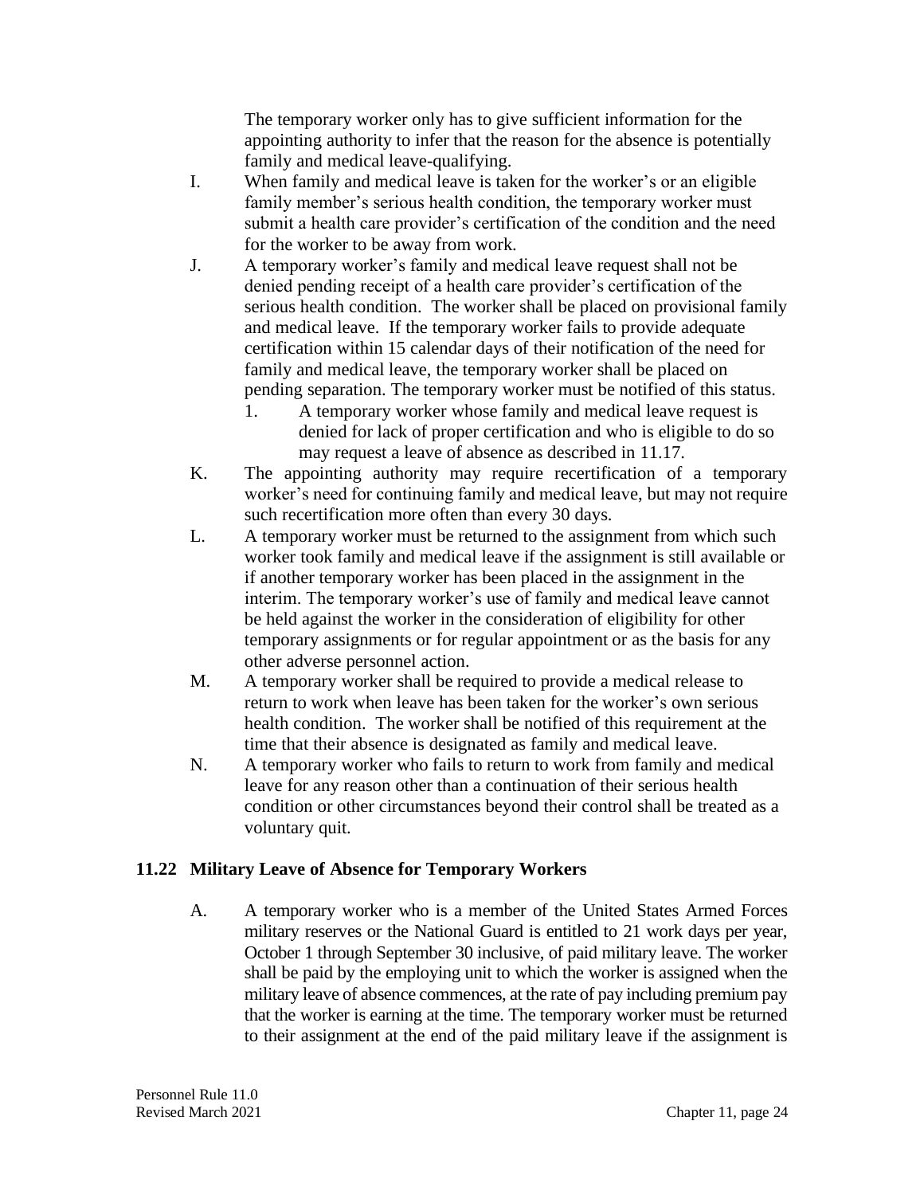The temporary worker only has to give sufficient information for the appointing authority to infer that the reason for the absence is potentially family and medical leave-qualifying.

I. When family and medical leave is taken for the worker's or an eligible family member's serious health condition, the temporary worker must submit a health care provider's certification of the condition and the need for the worker to be away from work.

J. A temporary worker's family and medical leave request shall not be denied pending receipt of a health care provider's certification of the serious health condition. The worker shall be placed on provisional family and medical leave. If the temporary worker fails to provide adequate certification within 15 calendar days of their notification of the need for family and medical leave, the temporary worker shall be placed on pending separation. The temporary worker must be notified of this status.

   1. A temporary worker whose family and medical leave request is denied for lack of proper certification and who is eligible to do so may request a leave of absence as described in 11.17.

K. The appointing authority may require recertification of a temporary worker's need for continuing family and medical leave, but may not require such recertification more often than every 30 days.

L. A temporary worker must be returned to the assignment from which such worker took family and medical leave if the assignment is still available or if another temporary worker has been placed in the assignment in the interim. The temporary worker's use of family and medical leave cannot be held against the worker in the consideration of eligibility for other temporary assignments or for regular appointment or as the basis for any other adverse personnel action.

M. A temporary worker shall be required to provide a medical release to return to work when leave has been taken for the worker's own serious health condition. The worker shall be notified of this requirement at the time that their absence is designated as family and medical leave.

N. A temporary worker who fails to return to work from family and medical leave for any reason other than a continuation of their serious health condition or other circumstances beyond their control shall be treated as a voluntary quit.

## 11.22 Military Leave of Absence for Temporary Workers

A. A temporary worker who is a member of the United States Armed Forces military reserves or the National Guard is entitled to 21 work days per year, October 1 through September 30 inclusive, of paid military leave. The worker shall be paid by the employing unit to which the worker is assigned when the military leave of absence commences, at the rate of pay including premium pay that the worker is earning at the time. The temporary worker must be returned to their assignment at the end of the paid military leave if the assignment is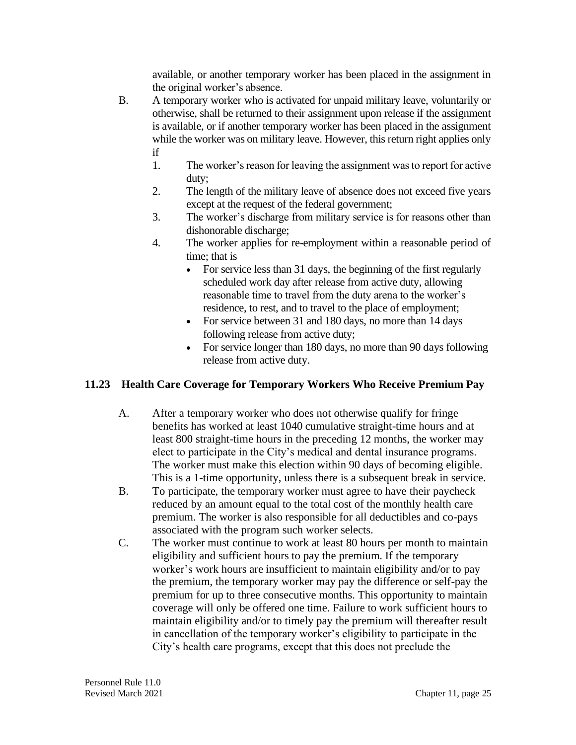available, or another temporary worker has been placed in the assignment in the original worker's absence.

B. A temporary worker who is activated for unpaid military leave, voluntarily or otherwise, shall be returned to their assignment upon release if the assignment is available, or if another temporary worker has been placed in the assignment while the worker was on military leave. However, this return right applies only if
   1. The worker's reason for leaving the assignment was to report for active duty;
   2. The length of the military leave of absence does not exceed five years except at the request of the federal government;
   3. The worker's discharge from military service is for reasons other than dishonorable discharge;
   4. The worker applies for re-employment within a reasonable period of time; that is
      - For service less than 31 days, the beginning of the first regularly scheduled work day after release from active duty, allowing reasonable time to travel from the duty arena to the worker's residence, to rest, and to travel to the place of employment;
      - For service between 31 and 180 days, no more than 14 days following release from active duty;
      - For service longer than 180 days, no more than 90 days following release from active duty.

## 11.23 Health Care Coverage for Temporary Workers Who Receive Premium Pay

A. After a temporary worker who does not otherwise qualify for fringe benefits has worked at least 1040 cumulative straight-time hours and at least 800 straight-time hours in the preceding 12 months, the worker may elect to participate in the City's medical and dental insurance programs. The worker must make this election within 90 days of becoming eligible. This is a 1-time opportunity, unless there is a subsequent break in service.

B. To participate, the temporary worker must agree to have their paycheck reduced by an amount equal to the total cost of the monthly health care premium. The worker is also responsible for all deductibles and co-pays associated with the program such worker selects.

C. The worker must continue to work at least 80 hours per month to maintain eligibility and sufficient hours to pay the premium. If the temporary worker's work hours are insufficient to maintain eligibility and/or to pay the premium, the temporary worker may pay the difference or self-pay the premium for up to three consecutive months. This opportunity to maintain coverage will only be offered one time. Failure to work sufficient hours to maintain eligibility and/or to timely pay the premium will thereafter result in cancellation of the temporary worker's eligibility to participate in the City's health care programs, except that this does not preclude the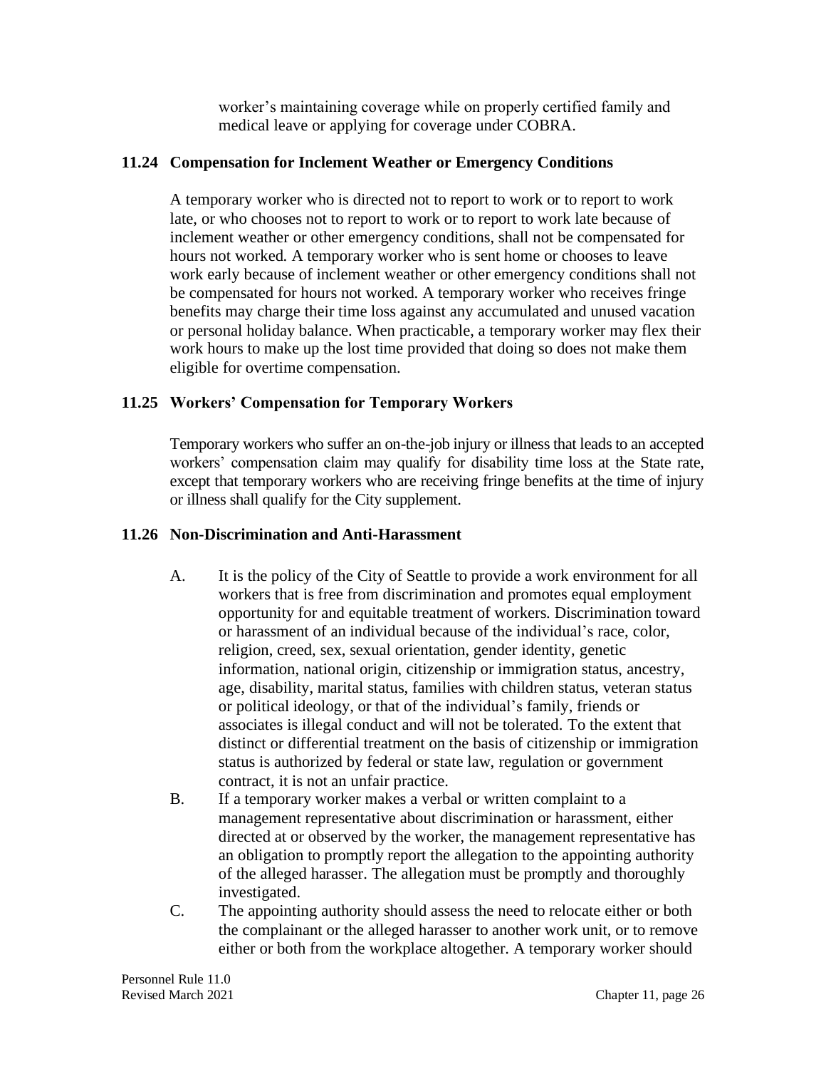worker's maintaining coverage while on properly certified family and medical leave or applying for coverage under COBRA.

### 11.24 Compensation for Inclement Weather or Emergency Conditions

A temporary worker who is directed not to report to work or to report to work late, or who chooses not to report to work or to report to work late because of inclement weather or other emergency conditions, shall not be compensated for hours not worked. A temporary worker who is sent home or chooses to leave work early because of inclement weather or other emergency conditions shall not be compensated for hours not worked. A temporary worker who receives fringe benefits may charge their time loss against any accumulated and unused vacation or personal holiday balance. When practicable, a temporary worker may flex their work hours to make up the lost time provided that doing so does not make them eligible for overtime compensation.

### 11.25 Workers' Compensation for Temporary Workers

Temporary workers who suffer an on-the-job injury or illness that leads to an accepted workers' compensation claim may qualify for disability time loss at the State rate, except that temporary workers who are receiving fringe benefits at the time of injury or illness shall qualify for the City supplement.

### 11.26 Non-Discrimination and Anti-Harassment

A. It is the policy of the City of Seattle to provide a work environment for all workers that is free from discrimination and promotes equal employment opportunity for and equitable treatment of workers. Discrimination toward or harassment of an individual because of the individual's race, color, religion, creed, sex, sexual orientation, gender identity, genetic information, national origin, citizenship or immigration status, ancestry, age, disability, marital status, families with children status, veteran status or political ideology, or that of the individual's family, friends or associates is illegal conduct and will not be tolerated. To the extent that distinct or differential treatment on the basis of citizenship or immigration status is authorized by federal or state law, regulation or government contract, it is not an unfair practice.

B. If a temporary worker makes a verbal or written complaint to a management representative about discrimination or harassment, either directed at or observed by the worker, the management representative has an obligation to promptly report the allegation to the appointing authority of the alleged harasser. The allegation must be promptly and thoroughly investigated.

C. The appointing authority should assess the need to relocate either or both the complainant or the alleged harasser to another work unit, or to remove either or both from the workplace altogether. A temporary worker should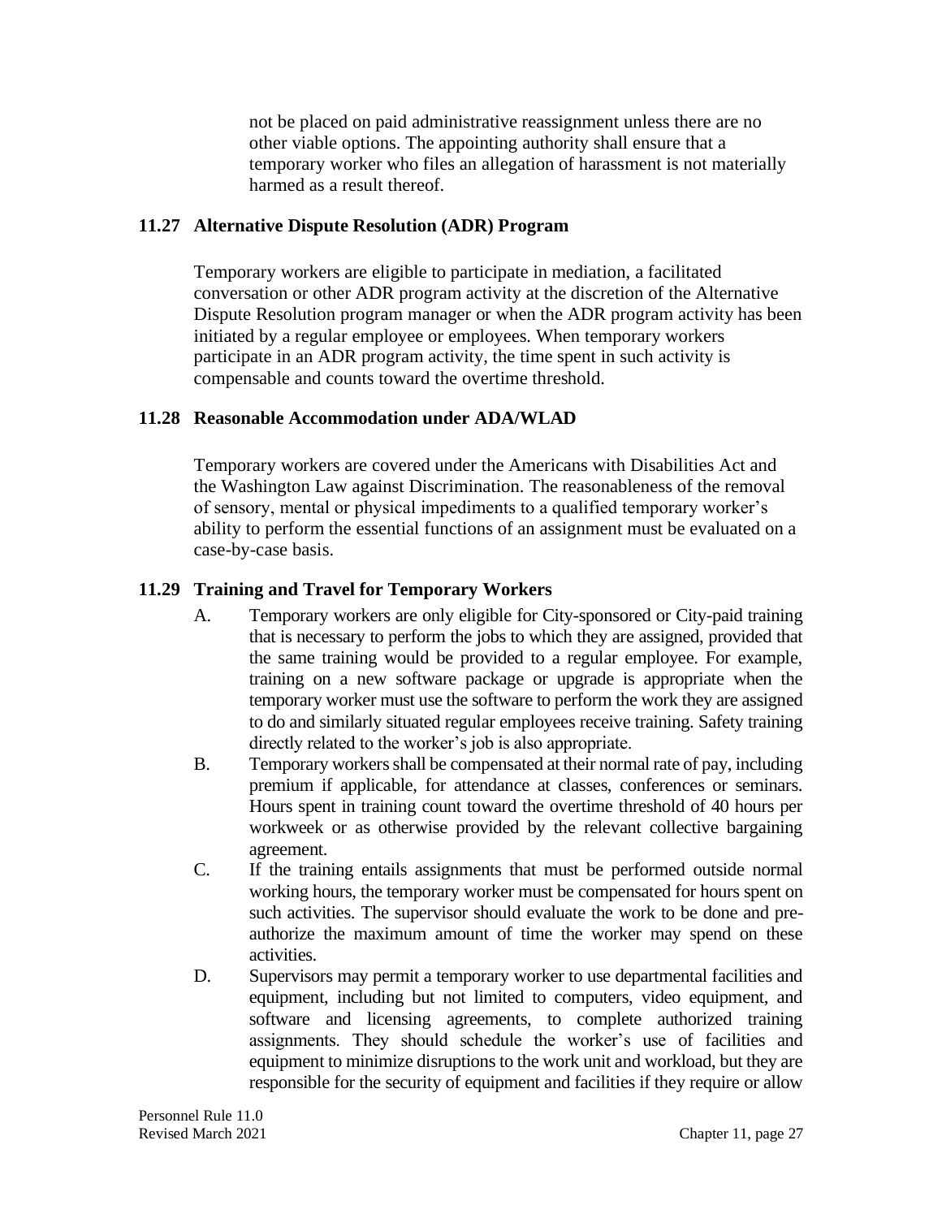not be placed on paid administrative reassignment unless there are no other viable options. The appointing authority shall ensure that a temporary worker who files an allegation of harassment is not materially harmed as a result thereof.

### 11.27 Alternative Dispute Resolution (ADR) Program

Temporary workers are eligible to participate in mediation, a facilitated conversation or other ADR program activity at the discretion of the Alternative Dispute Resolution program manager or when the ADR program activity has been initiated by a regular employee or employees. When temporary workers participate in an ADR program activity, the time spent in such activity is compensable and counts toward the overtime threshold.

### 11.28 Reasonable Accommodation under ADA/WLAD

Temporary workers are covered under the Americans with Disabilities Act and the Washington Law against Discrimination. The reasonableness of the removal of sensory, mental or physical impediments to a qualified temporary worker's ability to perform the essential functions of an assignment must be evaluated on a case-by-case basis.

### 11.29 Training and Travel for Temporary Workers

A. Temporary workers are only eligible for City-sponsored or City-paid training that is necessary to perform the jobs to which they are assigned, provided that the same training would be provided to a regular employee. For example, training on a new software package or upgrade is appropriate when the temporary worker must use the software to perform the work they are assigned to do and similarly situated regular employees receive training. Safety training directly related to the worker's job is also appropriate.

B. Temporary workers shall be compensated at their normal rate of pay, including premium if applicable, for attendance at classes, conferences or seminars. Hours spent in training count toward the overtime threshold of 40 hours per workweek or as otherwise provided by the relevant collective bargaining agreement.

C. If the training entails assignments that must be performed outside normal working hours, the temporary worker must be compensated for hours spent on such activities. The supervisor should evaluate the work to be done and pre-authorize the maximum amount of time the worker may spend on these activities.

D. Supervisors may permit a temporary worker to use departmental facilities and equipment, including but not limited to computers, video equipment, and software and licensing agreements, to complete authorized training assignments. They should schedule the worker's use of facilities and equipment to minimize disruptions to the work unit and workload, but they are responsible for the security of equipment and facilities if they require or allow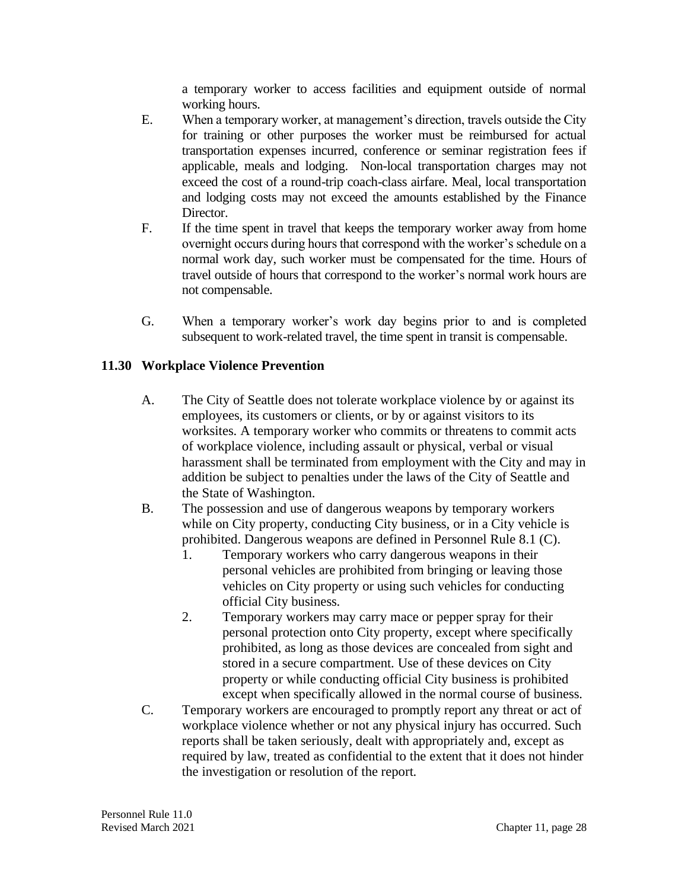a temporary worker to access facilities and equipment outside of normal working hours.

E. When a temporary worker, at management's direction, travels outside the City for training or other purposes the worker must be reimbursed for actual transportation expenses incurred, conference or seminar registration fees if applicable, meals and lodging. Non-local transportation charges may not exceed the cost of a round-trip coach-class airfare. Meal, local transportation and lodging costs may not exceed the amounts established by the Finance Director.

F. If the time spent in travel that keeps the temporary worker away from home overnight occurs during hours that correspond with the worker's schedule on a normal work day, such worker must be compensated for the time. Hours of travel outside of hours that correspond to the worker's normal work hours are not compensable.

G. When a temporary worker's work day begins prior to and is completed subsequent to work-related travel, the time spent in transit is compensable.

## 11.30 Workplace Violence Prevention

A. The City of Seattle does not tolerate workplace violence by or against its employees, its customers or clients, or by or against visitors to its worksites. A temporary worker who commits or threatens to commit acts of workplace violence, including assault or physical, verbal or visual harassment shall be terminated from employment with the City and may in addition be subject to penalties under the laws of the City of Seattle and the State of Washington.

B. The possession and use of dangerous weapons by temporary workers while on City property, conducting City business, or in a City vehicle is prohibited. Dangerous weapons are defined in Personnel Rule 8.1 (C).

   1. Temporary workers who carry dangerous weapons in their personal vehicles are prohibited from bringing or leaving those vehicles on City property or using such vehicles for conducting official City business.
   2. Temporary workers may carry mace or pepper spray for their personal protection onto City property, except where specifically prohibited, as long as those devices are concealed from sight and stored in a secure compartment. Use of these devices on City property or while conducting official City business is prohibited except when specifically allowed in the normal course of business.

C. Temporary workers are encouraged to promptly report any threat or act of workplace violence whether or not any physical injury has occurred. Such reports shall be taken seriously, dealt with appropriately and, except as required by law, treated as confidential to the extent that it does not hinder the investigation or resolution of the report.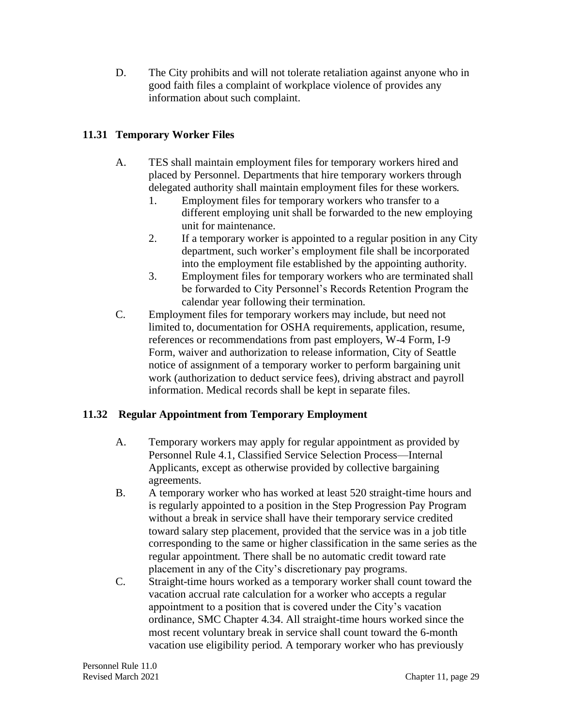D. The City prohibits and will not tolerate retaliation against anyone who in good faith files a complaint of workplace violence of provides any information about such complaint.

### 11.31 Temporary Worker Files

A. TES shall maintain employment files for temporary workers hired and placed by Personnel. Departments that hire temporary workers through delegated authority shall maintain employment files for these workers.
   1. Employment files for temporary workers who transfer to a different employing unit shall be forwarded to the new employing unit for maintenance.
   2. If a temporary worker is appointed to a regular position in any City department, such worker's employment file shall be incorporated into the employment file established by the appointing authority.
   3. Employment files for temporary workers who are terminated shall be forwarded to City Personnel's Records Retention Program the calendar year following their termination.

C. Employment files for temporary workers may include, but need not limited to, documentation for OSHA requirements, application, resume, references or recommendations from past employers, W-4 Form, I-9 Form, waiver and authorization to release information, City of Seattle notice of assignment of a temporary worker to perform bargaining unit work (authorization to deduct service fees), driving abstract and payroll information. Medical records shall be kept in separate files.

### 11.32 Regular Appointment from Temporary Employment

A. Temporary workers may apply for regular appointment as provided by Personnel Rule 4.1, Classified Service Selection Process—Internal Applicants, except as otherwise provided by collective bargaining agreements.

B. A temporary worker who has worked at least 520 straight-time hours and is regularly appointed to a position in the Step Progression Pay Program without a break in service shall have their temporary service credited toward salary step placement, provided that the service was in a job title corresponding to the same or higher classification in the same series as the regular appointment. There shall be no automatic credit toward rate placement in any of the City's discretionary pay programs.

C. Straight-time hours worked as a temporary worker shall count toward the vacation accrual rate calculation for a worker who accepts a regular appointment to a position that is covered under the City's vacation ordinance, SMC Chapter 4.34. All straight-time hours worked since the most recent voluntary break in service shall count toward the 6-month vacation use eligibility period. A temporary worker who has previously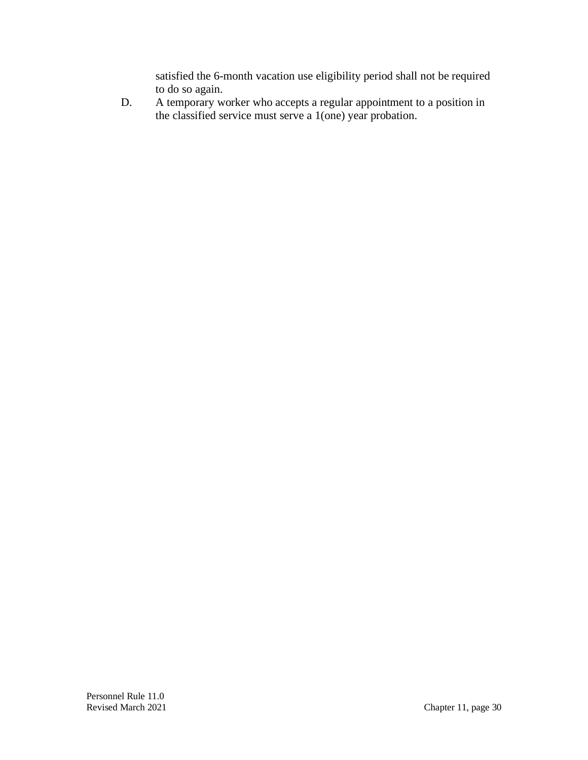satisfied the 6-month vacation use eligibility period shall not be required to do so again.

D. A temporary worker who accepts a regular appointment to a position in the classified service must serve a 1(one) year probation.